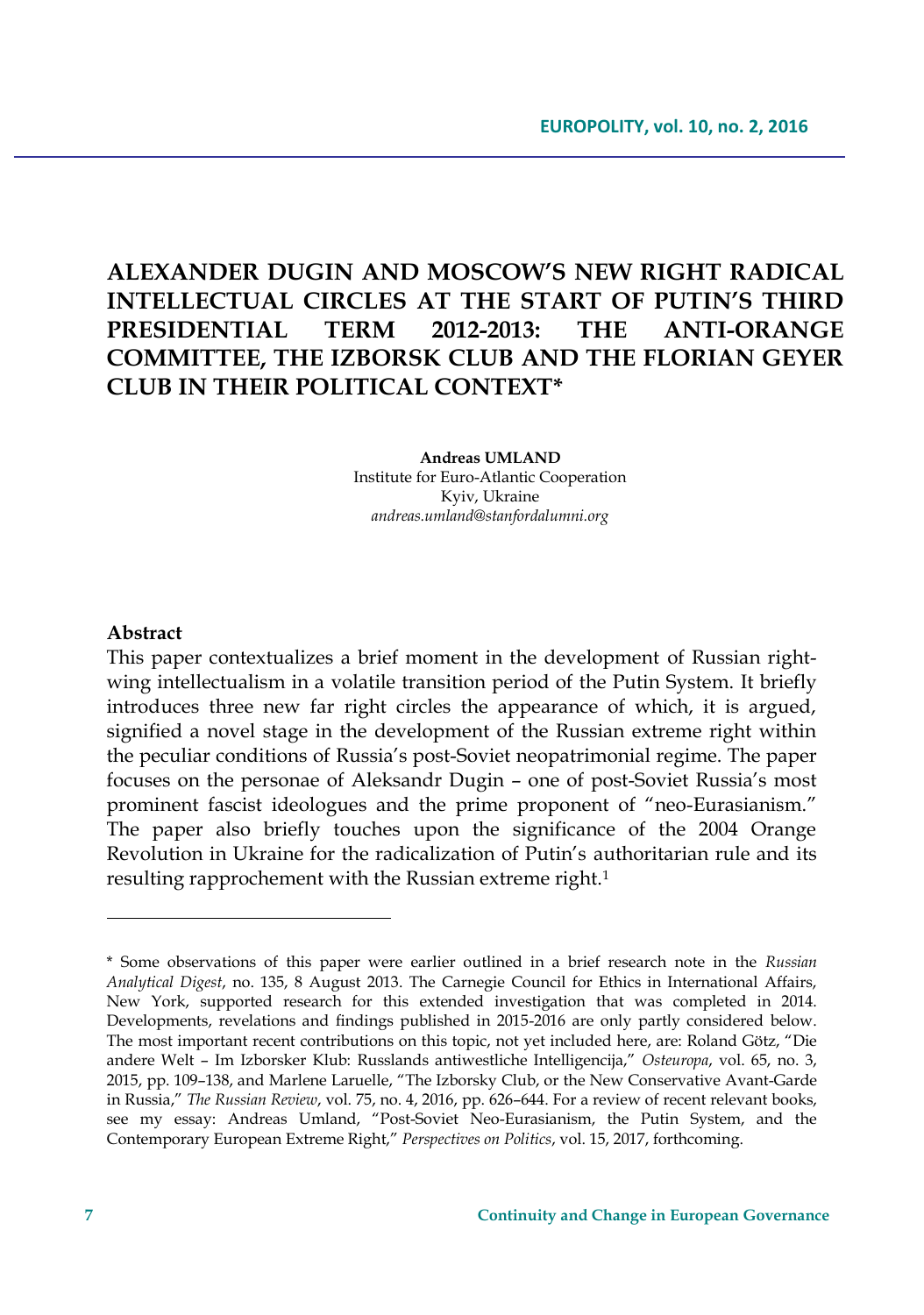# ALEXANDER DUGIN AND MOSCOW'S NEW RIGHT RADICAL INTELLECTUAL CIRCLES AT THE START OF PUTIN'S THIRD PRESIDENTIAL TERM 2012-2013: THE ANTI-ORANGE COMMITTEE, THE IZBORSK CLUB AND THE FLORIAN GEYER CLUB IN THEIR POLITICAL CONTEXT*

**Andreas UMLAND**
Institute for Euro-Atlantic Cooperation
Kyiv, Ukraine
*andreas.umland@stanfordalumni.org*

**Abstract**

This paper contextualizes a brief moment in the development of Russian right-wing intellectualism in a volatile transition period of the Putin System. It briefly introduces three new far right circles the appearance of which, it is argued, signified a novel stage in the development of the Russian extreme right within the peculiar conditions of Russia's post-Soviet neopatrimonial regime. The paper focuses on the personae of Aleksandr Dugin – one of post-Soviet Russia's most prominent fascist ideologues and the prime proponent of "neo-Eurasianism." The paper also briefly touches upon the significance of the 2004 Orange Revolution in Ukraine for the radicalization of Putin's authoritarian rule and its resulting rapprochement with the Russian extreme right.[1]

---

\* Some observations of this paper were earlier outlined in a brief research note in the *Russian Analytical Digest*, no. 135, 8 August 2013. The Carnegie Council for Ethics in International Affairs, New York, supported research for this extended investigation that was completed in 2014. Developments, revelations and findings published in 2015-2016 are only partly considered below. The most important recent contributions on this topic, not yet included here, are: Roland Götz, "Die andere Welt – Im Izborsker Klub: Russlands antiwestliche Intelligencija," *Osteuropa*, vol. 65, no. 3, 2015, pp. 109–138, and Marlene Laruelle, "The Izborsky Club, or the New Conservative Avant-Garde in Russia," *The Russian Review*, vol. 75, no. 4, 2016, pp. 626–644. For a review of recent relevant books, see my essay: Andreas Umland, "Post-Soviet Neo-Eurasianism, the Putin System, and the Contemporary European Extreme Right," *Perspectives on Politics*, vol. 15, 2017, forthcoming.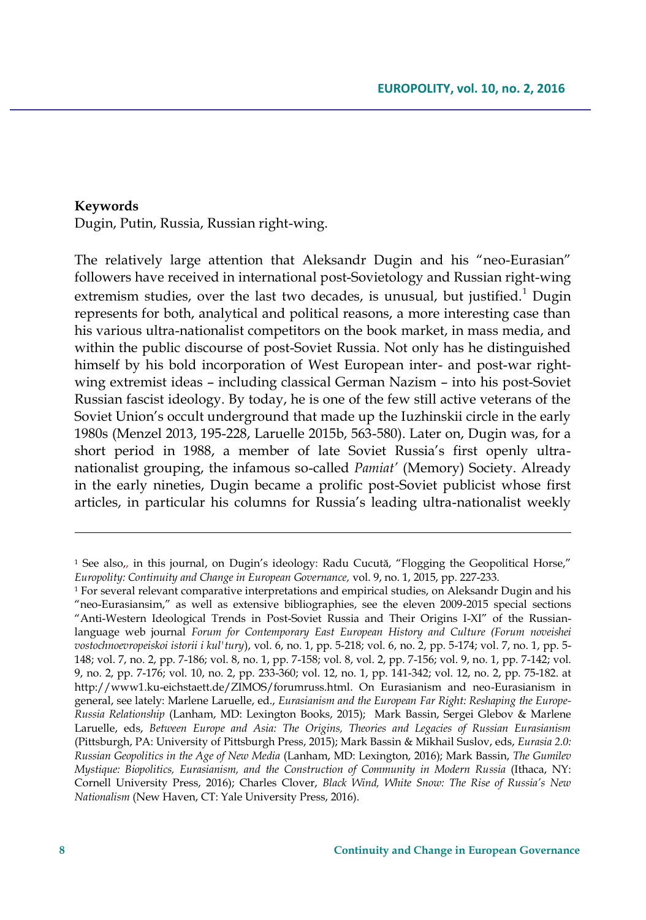**Keywords**

Dugin, Putin, Russia, Russian right-wing.

The relatively large attention that Aleksandr Dugin and his "neo-Eurasian" followers have received in international post-Sovietology and Russian right-wing extremism studies, over the last two decades, is unusual, but justified.[1] Dugin represents for both, analytical and political reasons, a more interesting case than his various ultra-nationalist competitors on the book market, in mass media, and within the public discourse of post-Soviet Russia. Not only has he distinguished himself by his bold incorporation of West European inter- and post-war right-wing extremist ideas – including classical German Nazism – into his post-Soviet Russian fascist ideology. By today, he is one of the few still active veterans of the Soviet Union's occult underground that made up the Iuzhinskii circle in the early 1980s (Menzel 2013, 195-228, Laruelle 2015b, 563-580). Later on, Dugin was, for a short period in 1988, a member of late Soviet Russia's first openly ultra-nationalist grouping, the infamous so-called *Pamiat'* (Memory) Society. Already in the early nineties, Dugin became a prolific post-Soviet publicist whose first articles, in particular his columns for Russia's leading ultra-nationalist weekly

---

[1] See also,, in this journal, on Dugin's ideology: Radu Cucută, "Flogging the Geopolitical Horse," *Europolity: Continuity and Change in European Governance,* vol. 9, no. 1, 2015, pp. 227-233.

[1] For several relevant comparative interpretations and empirical studies, on Aleksandr Dugin and his "neo-Eurasiansim," as well as extensive bibliographies, see the eleven 2009-2015 special sections "Anti-Western Ideological Trends in Post-Soviet Russia and Their Origins I-XI" of the Russian-language web journal *Forum for Contemporary East European History and Culture (Forum noveishei vostochnoevropeiskoi istorii i kul'tury*), vol. 6, no. 1, pp. 5-218; vol. 6, no. 2, pp. 5-174; vol. 7, no. 1, pp. 5-148; vol. 7, no. 2, pp. 7-186; vol. 8, no. 1, pp. 7-158; vol. 8, vol. 2, pp. 7-156; vol. 9, no. 1, pp. 7-142; vol. 9, no. 2, pp. 7-176; vol. 10, no. 2, pp. 233-360; vol. 12, no. 1, pp. 141-342; vol. 12, no. 2, pp. 75-182. at http://www1.ku-eichstaett.de/ZIMOS/forumruss.html. On Eurasianism and neo-Eurasianism in general, see lately: Marlene Laruelle, ed., *Eurasianism and the European Far Right: Reshaping the Europe-Russia Relationship* (Lanham, MD: Lexington Books, 2015); Mark Bassin, Sergei Glebov & Marlene Laruelle, eds, *Between Europe and Asia: The Origins, Theories and Legacies of Russian Eurasianism* (Pittsburgh, PA: University of Pittsburgh Press, 2015); Mark Bassin & Mikhail Suslov, eds, *Eurasia 2.0: Russian Geopolitics in the Age of New Media* (Lanham, MD: Lexington, 2016); Mark Bassin, *The Gumilev Mystique: Biopolitics, Eurasianism, and the Construction of Community in Modern Russia* (Ithaca, NY: Cornell University Press, 2016); Charles Clover, *Black Wind, White Snow: The Rise of Russia's New Nationalism* (New Haven, CT: Yale University Press, 2016).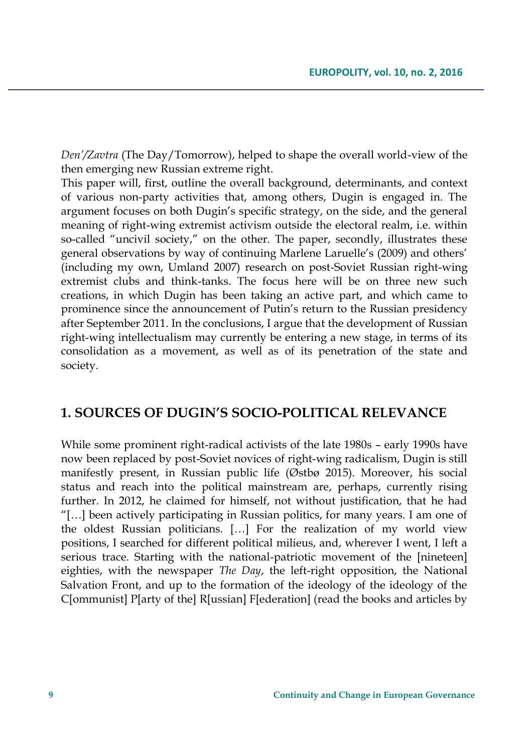*Den'/Zavtra* (The Day/Tomorrow), helped to shape the overall world-view of the then emerging new Russian extreme right.

This paper will, first, outline the overall background, determinants, and context of various non-party activities that, among others, Dugin is engaged in. The argument focuses on both Dugin's specific strategy, on the side, and the general meaning of right-wing extremist activism outside the electoral realm, i.e. within so-called "uncivil society," on the other. The paper, secondly, illustrates these general observations by way of continuing Marlene Laruelle's (2009) and others' (including my own, Umland 2007) research on post-Soviet Russian right-wing extremist clubs and think-tanks. The focus here will be on three new such creations, in which Dugin has been taking an active part, and which came to prominence since the announcement of Putin's return to the Russian presidency after September 2011. In the conclusions, I argue that the development of Russian right-wing intellectualism may currently be entering a new stage, in terms of its consolidation as a movement, as well as of its penetration of the state and society.

## 1. SOURCES OF DUGIN'S SOCIO-POLITICAL RELEVANCE

While some prominent right-radical activists of the late 1980s – early 1990s have now been replaced by post-Soviet novices of right-wing radicalism, Dugin is still manifestly present, in Russian public life (Østbø 2015). Moreover, his social status and reach into the political mainstream are, perhaps, currently rising further. In 2012, he claimed for himself, not without justification, that he had "[…] been actively participating in Russian politics, for many years. I am one of the oldest Russian politicians. […] For the realization of my world view positions, I searched for different political milieus, and, wherever I went, I left a serious trace. Starting with the national-patriotic movement of the [nineteen] eighties, with the newspaper *The Day*, the left-right opposition, the National Salvation Front, and up to the formation of the ideology of the ideology of the C[ommunist] P[arty of the] R[ussian] F[ederation] (read the books and articles by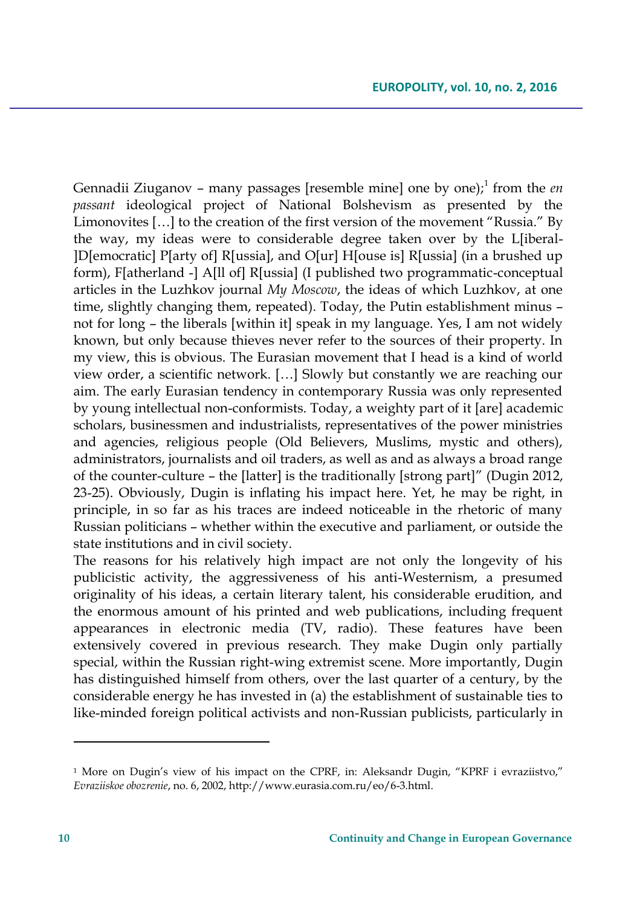Gennadii Ziuganov – many passages [resemble mine] one by one);[1] from the *en passant* ideological project of National Bolshevism as presented by the Limonovites […] to the creation of the first version of the movement "Russia." By the way, my ideas were to considerable degree taken over by the L[iberal-]D[emocratic] P[arty of] R[ussia], and O[ur] H[ouse is] R[ussia] (in a brushed up form), F[atherland -] A[ll of] R[ussia] (I published two programmatic-conceptual articles in the Luzhkov journal *My Moscow*, the ideas of which Luzhkov, at one time, slightly changing them, repeated). Today, the Putin establishment minus – not for long – the liberals [within it] speak in my language. Yes, I am not widely known, but only because thieves never refer to the sources of their property. In my view, this is obvious. The Eurasian movement that I head is a kind of world view order, a scientific network. […] Slowly but constantly we are reaching our aim. The early Eurasian tendency in contemporary Russia was only represented by young intellectual non-conformists. Today, a weighty part of it [are] academic scholars, businessmen and industrialists, representatives of the power ministries and agencies, religious people (Old Believers, Muslims, mystic and others), administrators, journalists and oil traders, as well as and as always a broad range of the counter-culture – the [latter] is the traditionally [strong part]" (Dugin 2012, 23-25). Obviously, Dugin is inflating his impact here. Yet, he may be right, in principle, in so far as his traces are indeed noticeable in the rhetoric of many Russian politicians – whether within the executive and parliament, or outside the state institutions and in civil society.

The reasons for his relatively high impact are not only the longevity of his publicistic activity, the aggressiveness of his anti-Westernism, a presumed originality of his ideas, a certain literary talent, his considerable erudition, and the enormous amount of his printed and web publications, including frequent appearances in electronic media (TV, radio). These features have been extensively covered in previous research. They make Dugin only partially special, within the Russian right-wing extremist scene. More importantly, Dugin has distinguished himself from others, over the last quarter of a century, by the considerable energy he has invested in (a) the establishment of sustainable ties to like-minded foreign political activists and non-Russian publicists, particularly in

---

[1] More on Dugin's view of his impact on the CPRF, in: Aleksandr Dugin, "KPRF i evraziistvo," *Evraziiskoe obozrenie*, no. 6, 2002, http://www.eurasia.com.ru/eo/6-3.html.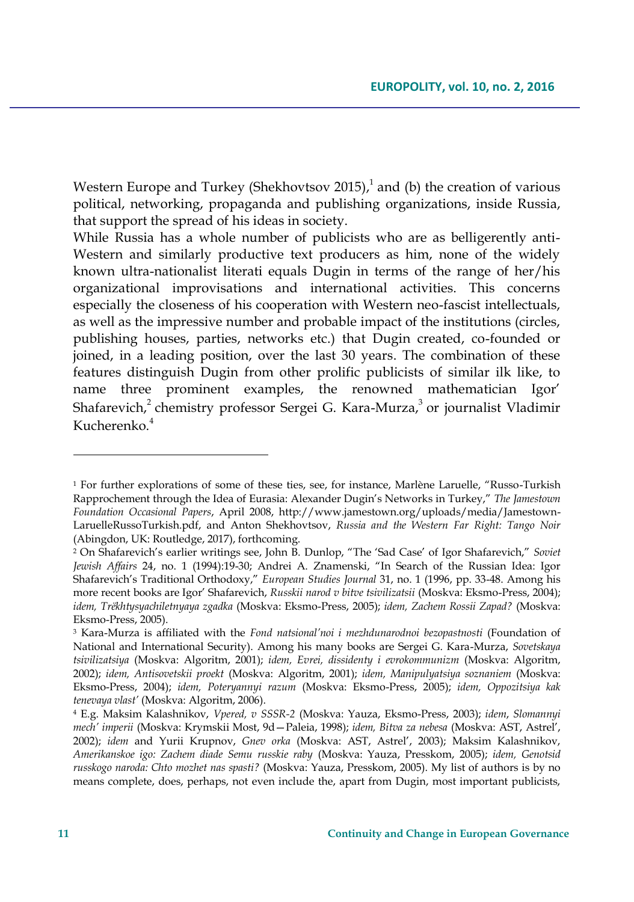Western Europe and Turkey (Shekhovtsov 2015),[1] and (b) the creation of various political, networking, propaganda and publishing organizations, inside Russia, that support the spread of his ideas in society.

While Russia has a whole number of publicists who are as belligerently anti-Western and similarly productive text producers as him, none of the widely known ultra-nationalist literati equals Dugin in terms of the range of her/his organizational improvisations and international activities. This concerns especially the closeness of his cooperation with Western neo-fascist intellectuals, as well as the impressive number and probable impact of the institutions (circles, publishing houses, parties, networks etc.) that Dugin created, co-founded or joined, in a leading position, over the last 30 years. The combination of these features distinguish Dugin from other prolific publicists of similar ilk like, to name three prominent examples, the renowned mathematician Igor' Shafarevich,[2] chemistry professor Sergei G. Kara-Murza,[3] or journalist Vladimir Kucherenko.[4]

---

[1] For further explorations of some of these ties, see, for instance, Marlène Laruelle, "Russo-Turkish Rapprochement through the Idea of Eurasia: Alexander Dugin's Networks in Turkey," *The Jamestown Foundation Occasional Papers*, April 2008, http://www.jamestown.org/uploads/media/Jamestown-LaruelleRussoTurkish.pdf, and Anton Shekhovtsov, *Russia and the Western Far Right: Tango Noir* (Abingdon, UK: Routledge, 2017), forthcoming.

[2] On Shafarevich's earlier writings see, John B. Dunlop, "The 'Sad Case' of Igor Shafarevich," *Soviet Jewish Affairs* 24, no. 1 (1994):19-30; Andrei A. Znamenski, "In Search of the Russian Idea: Igor Shafarevich's Traditional Orthodoxy," *European Studies Journal* 31, no. 1 (1996, pp. 33-48. Among his more recent books are Igor' Shafarevich, *Russkii narod v bitve tsivilizatsii* (Moskva: Eksmo-Press, 2004); *idem, Trëkhtysyachiletnyaya zgadka* (Moskva: Eksmo-Press, 2005); *idem, Zachem Rossii Zapad?* (Moskva: Eksmo-Press, 2005).

[3] Kara-Murza is affiliated with the *Fond natsional'noi i mezhdunarodnoi bezopastnosti* (Foundation of National and International Security). Among his many books are Sergei G. Kara-Murza, *Sovetskaya tsivilizatsiya* (Moskva: Algoritm, 2001); *idem, Evrei, dissidenty i evrokommunizm* (Moskva: Algoritm, 2002); *idem, Antisovetskii proekt* (Moskva: Algoritm, 2001); *idem, Manipulyatsiya soznaniem* (Moskva: Eksmo-Press, 2004); *idem, Poteryannyi razum* (Moskva: Eksmo-Press, 2005); *idem, Oppozitsiya kak tenevaya vlast'* (Moskva: Algoritm, 2006).

[4] E.g. Maksim Kalashnikov, *Vpered, v SSSR-2* (Moskva: Yauza, Eksmo-Press, 2003); *idem*, *Slomannyi mech' imperii* (Moskva: Krymskii Most, 9d—Paleia, 1998); *idem, Bitva za nebesa* (Moskva: AST, Astrel', 2002); *idem* and Yurii Krupnov, *Gnev orka* (Moskva: AST, Astrel', 2003); Maksim Kalashnikov, *Amerikanskoe igo: Zachem diade Semu russkie raby* (Moskva: Yauza, Presskom, 2005); *idem, Genotsid russkogo naroda: Chto mozhet nas spasti?* (Moskva: Yauza, Presskom, 2005). My list of authors is by no means complete, does, perhaps, not even include the, apart from Dugin, most important publicists,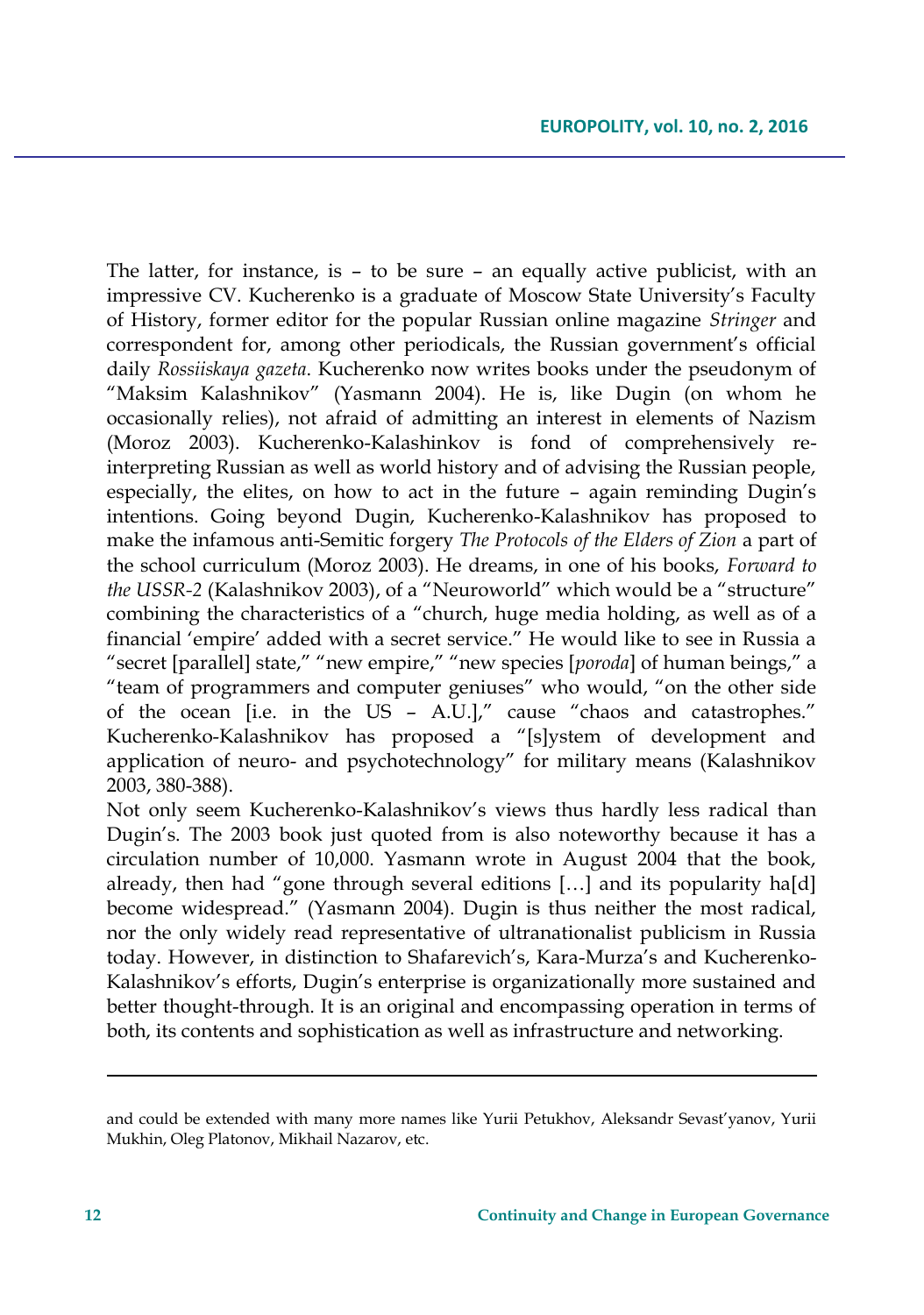The latter, for instance, is – to be sure – an equally active publicist, with an impressive CV. Kucherenko is a graduate of Moscow State University's Faculty of History, former editor for the popular Russian online magazine *Stringer* and correspondent for, among other periodicals, the Russian government's official daily *Rossiiskaya gazeta*. Kucherenko now writes books under the pseudonym of "Maksim Kalashnikov" (Yasmann 2004). He is, like Dugin (on whom he occasionally relies), not afraid of admitting an interest in elements of Nazism (Moroz 2003). Kucherenko-Kalashinkov is fond of comprehensively re-interpreting Russian as well as world history and of advising the Russian people, especially, the elites, on how to act in the future – again reminding Dugin's intentions. Going beyond Dugin, Kucherenko-Kalashnikov has proposed to make the infamous anti-Semitic forgery *The Protocols of the Elders of Zion* a part of the school curriculum (Moroz 2003). He dreams, in one of his books, *Forward to the USSR-2* (Kalashnikov 2003), of a "Neuroworld" which would be a "structure" combining the characteristics of a "church, huge media holding, as well as of a financial 'empire' added with a secret service." He would like to see in Russia a "secret [parallel] state," "new empire," "new species [*poroda*] of human beings," a "team of programmers and computer geniuses" who would, "on the other side of the ocean [i.e. in the US – A.U.]," cause "chaos and catastrophes." Kucherenko-Kalashnikov has proposed a "[s]ystem of development and application of neuro- and psychotechnology" for military means (Kalashnikov 2003, 380-388).

Not only seem Kucherenko-Kalashnikov's views thus hardly less radical than Dugin's. The 2003 book just quoted from is also noteworthy because it has a circulation number of 10,000. Yasmann wrote in August 2004 that the book, already, then had "gone through several editions […] and its popularity ha[d] become widespread." (Yasmann 2004). Dugin is thus neither the most radical, nor the only widely read representative of ultranationalist publicism in Russia today. However, in distinction to Shafarevich's, Kara-Murza's and Kucherenko-Kalashnikov's efforts, Dugin's enterprise is organizationally more sustained and better thought-through. It is an original and encompassing operation in terms of both, its contents and sophistication as well as infrastructure and networking.

---

and could be extended with many more names like Yurii Petukhov, Aleksandr Sevast'yanov, Yurii Mukhin, Oleg Platonov, Mikhail Nazarov, etc.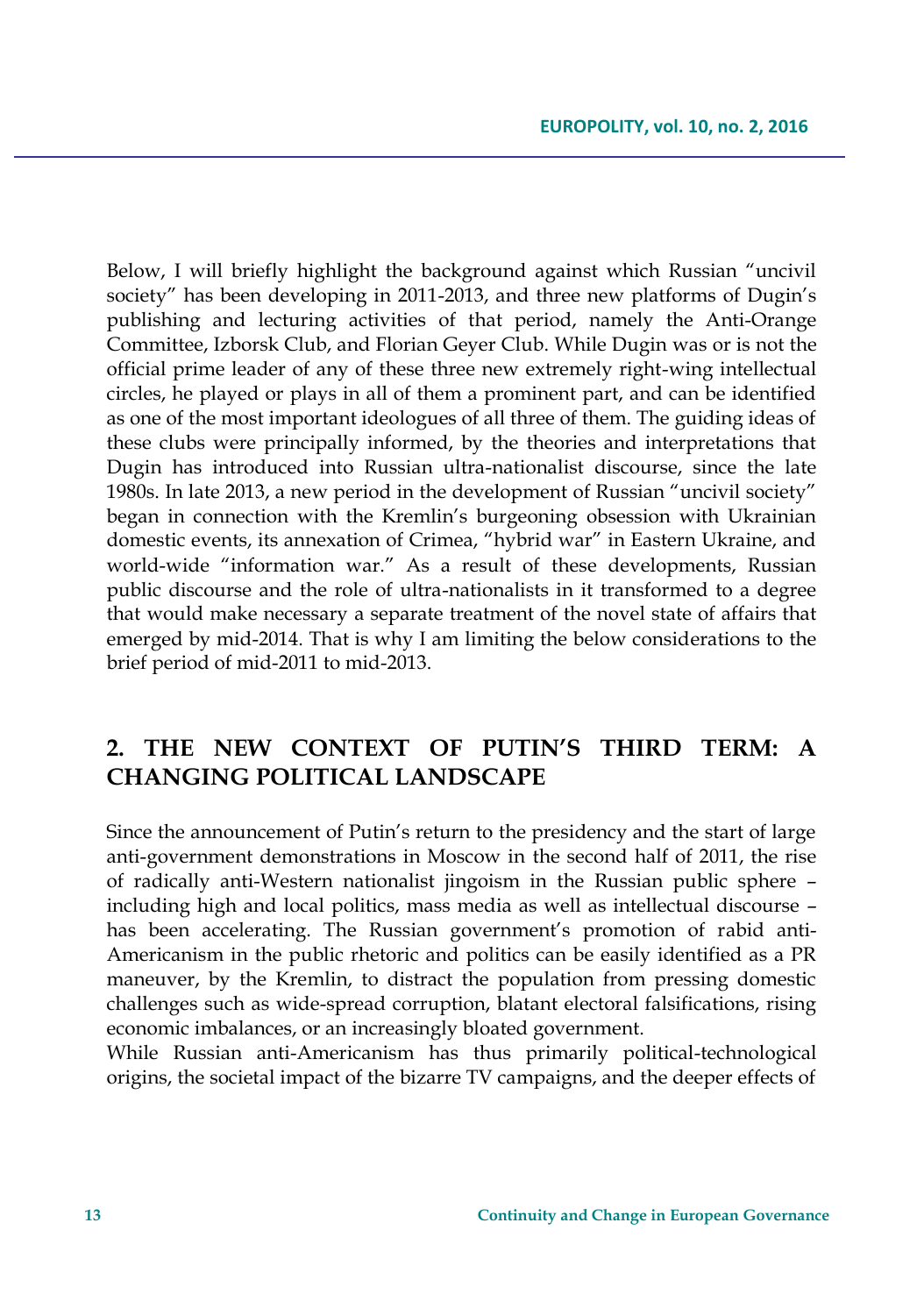Below, I will briefly highlight the background against which Russian "uncivil society" has been developing in 2011-2013, and three new platforms of Dugin's publishing and lecturing activities of that period, namely the Anti-Orange Committee, Izborsk Club, and Florian Geyer Club. While Dugin was or is not the official prime leader of any of these three new extremely right-wing intellectual circles, he played or plays in all of them a prominent part, and can be identified as one of the most important ideologues of all three of them. The guiding ideas of these clubs were principally informed, by the theories and interpretations that Dugin has introduced into Russian ultra-nationalist discourse, since the late 1980s. In late 2013, a new period in the development of Russian "uncivil society" began in connection with the Kremlin's burgeoning obsession with Ukrainian domestic events, its annexation of Crimea, "hybrid war" in Eastern Ukraine, and world-wide "information war." As a result of these developments, Russian public discourse and the role of ultra-nationalists in it transformed to a degree that would make necessary a separate treatment of the novel state of affairs that emerged by mid-2014. That is why I am limiting the below considerations to the brief period of mid-2011 to mid-2013.

## 2. THE NEW CONTEXT OF PUTIN'S THIRD TERM: A CHANGING POLITICAL LANDSCAPE

Since the announcement of Putin's return to the presidency and the start of large anti-government demonstrations in Moscow in the second half of 2011, the rise of radically anti-Western nationalist jingoism in the Russian public sphere – including high and local politics, mass media as well as intellectual discourse – has been accelerating. The Russian government's promotion of rabid anti-Americanism in the public rhetoric and politics can be easily identified as a PR maneuver, by the Kremlin, to distract the population from pressing domestic challenges such as wide-spread corruption, blatant electoral falsifications, rising economic imbalances, or an increasingly bloated government.

While Russian anti-Americanism has thus primarily political-technological origins, the societal impact of the bizarre TV campaigns, and the deeper effects of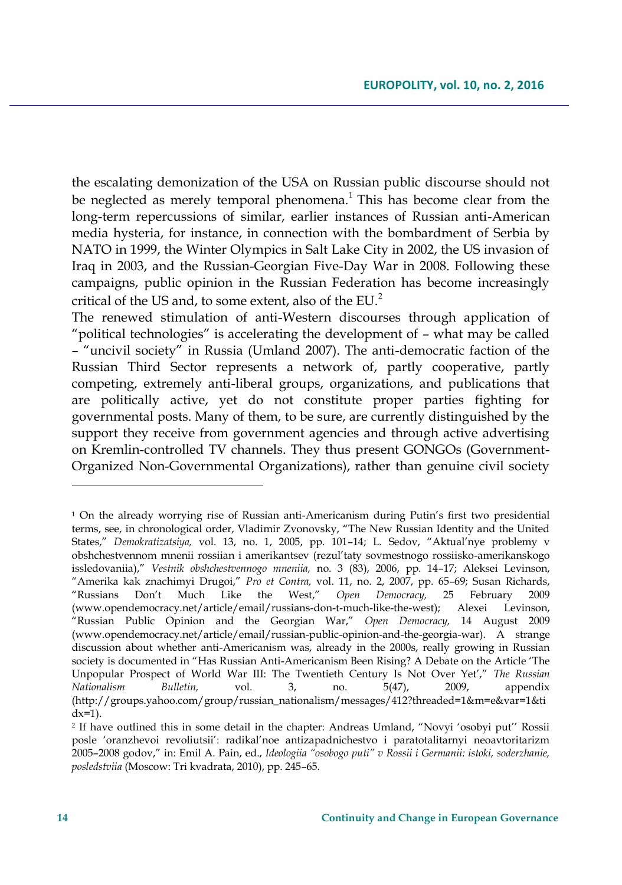the escalating demonization of the USA on Russian public discourse should not be neglected as merely temporal phenomena.[1] This has become clear from the long-term repercussions of similar, earlier instances of Russian anti-American media hysteria, for instance, in connection with the bombardment of Serbia by NATO in 1999, the Winter Olympics in Salt Lake City in 2002, the US invasion of Iraq in 2003, and the Russian-Georgian Five-Day War in 2008. Following these campaigns, public opinion in the Russian Federation has become increasingly critical of the US and, to some extent, also of the EU.[2]

The renewed stimulation of anti-Western discourses through application of "political technologies" is accelerating the development of – what may be called – "uncivil society" in Russia (Umland 2007). The anti-democratic faction of the Russian Third Sector represents a network of, partly cooperative, partly competing, extremely anti-liberal groups, organizations, and publications that are politically active, yet do not constitute proper parties fighting for governmental posts. Many of them, to be sure, are currently distinguished by the support they receive from government agencies and through active advertising on Kremlin-controlled TV channels. They thus present GONGOs (Government-Organized Non-Governmental Organizations), rather than genuine civil society

---

[1] On the already worrying rise of Russian anti-Americanism during Putin's first two presidential terms, see, in chronological order, Vladimir Zvonovsky, "The New Russian Identity and the United States," *Demokratizatsiya,* vol. 13, no. 1, 2005, pp. 101–14; L. Sedov, "Aktual'nye problemy v obshchestvennom mnenii rossiian i amerikantsev (rezul'taty sovmestnogo rossiisko-amerikanskogo issledovaniia)," *Vestnik obshchestvennogo mneniia,* no. 3 (83), 2006, pp. 14–17; Aleksei Levinson, "Amerika kak znachimyi Drugoi," *Pro et Contra,* vol. 11, no. 2, 2007, pp. 65–69; Susan Richards, "Russians Don't Much Like the West," *Open Democracy,* 25 February 2009 (www.opendemocracy.net/article/email/russians-don-t-much-like-the-west); Alexei Levinson, "Russian Public Opinion and the Georgian War," *Open Democracy,* 14 August 2009 (www.opendemocracy.net/article/email/russian-public-opinion-and-the-georgia-war). A strange discussion about whether anti-Americanism was, already in the 2000s, really growing in Russian society is documented in "Has Russian Anti-Americanism Been Rising? A Debate on the Article 'The Unpopular Prospect of World War III: The Twentieth Century Is Not Over Yet'," *The Russian Nationalism Bulletin,* vol. 3, no. 5(47), 2009, appendix (http://groups.yahoo.com/group/russian_nationalism/messages/412?threaded=1&m=e&var=1&tidx=1).

[2] If have outlined this in some detail in the chapter: Andreas Umland, "Novyi 'osobyi put'' Rossii posle 'oranzhevoi revoliutsii': radikal'noe antizapadnichestvo i paratotalitarnyi neoavtoritarizm 2005–2008 godov," in: Emil A. Pain, ed., *Ideologiia "osobogo puti" v Rossii i Germanii: istoki, soderzhanie, posledstviia* (Moscow: Tri kvadrata, 2010), pp. 245–65.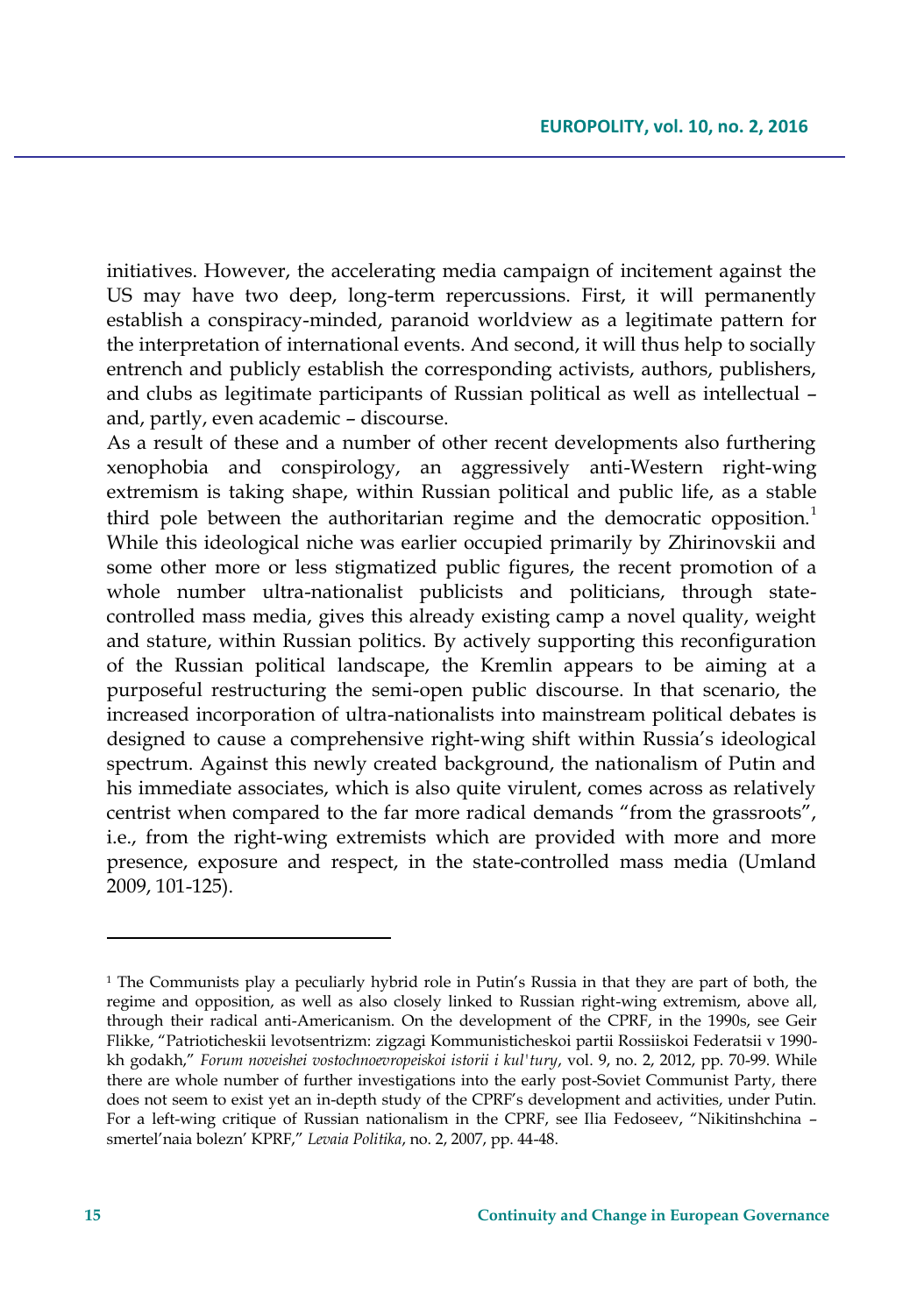initiatives. However, the accelerating media campaign of incitement against the US may have two deep, long-term repercussions. First, it will permanently establish a conspiracy-minded, paranoid worldview as a legitimate pattern for the interpretation of international events. And second, it will thus help to socially entrench and publicly establish the corresponding activists, authors, publishers, and clubs as legitimate participants of Russian political as well as intellectual – and, partly, even academic – discourse.

As a result of these and a number of other recent developments also furthering xenophobia and conspirology, an aggressively anti-Western right-wing extremism is taking shape, within Russian political and public life, as a stable third pole between the authoritarian regime and the democratic opposition.[1] While this ideological niche was earlier occupied primarily by Zhirinovskii and some other more or less stigmatized public figures, the recent promotion of a whole number ultra-nationalist publicists and politicians, through state-controlled mass media, gives this already existing camp a novel quality, weight and stature, within Russian politics. By actively supporting this reconfiguration of the Russian political landscape, the Kremlin appears to be aiming at a purposeful restructuring the semi-open public discourse. In that scenario, the increased incorporation of ultra-nationalists into mainstream political debates is designed to cause a comprehensive right-wing shift within Russia's ideological spectrum. Against this newly created background, the nationalism of Putin and his immediate associates, which is also quite virulent, comes across as relatively centrist when compared to the far more radical demands "from the grassroots", i.e., from the right-wing extremists which are provided with more and more presence, exposure and respect, in the state-controlled mass media (Umland 2009, 101-125).

---

[1] The Communists play a peculiarly hybrid role in Putin's Russia in that they are part of both, the regime and opposition, as well as also closely linked to Russian right-wing extremism, above all, through their radical anti-Americanism. On the development of the CPRF, in the 1990s, see Geir Flikke, "Patrioticheskii levotsentrizm: zigzagi Kommunisticheskoi partii Rossiiskoi Federatsii v 1990-kh godakh," *Forum noveishei vostochnoevropeiskoi istorii i kul'tury*, vol. 9, no. 2, 2012, pp. 70-99. While there are whole number of further investigations into the early post-Soviet Communist Party, there does not seem to exist yet an in-depth study of the CPRF's development and activities, under Putin. For a left-wing critique of Russian nationalism in the CPRF, see Ilia Fedoseev, "Nikitinshchina – smertel'naia bolezn' KPRF," *Levaia Politika*, no. 2, 2007, pp. 44-48.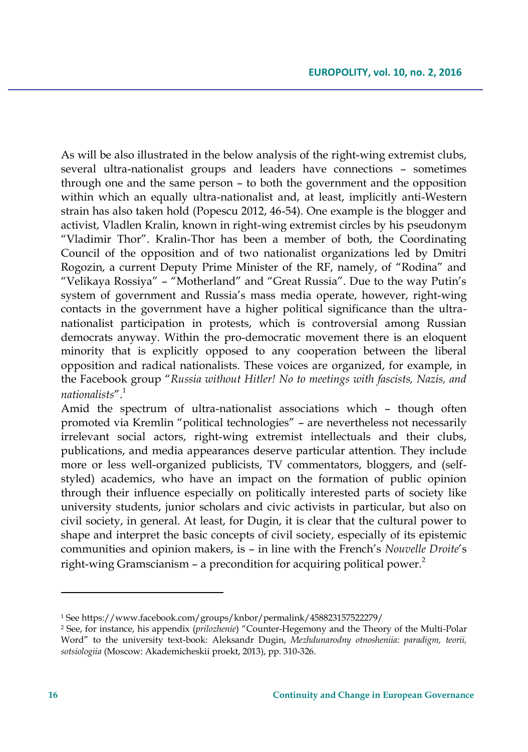As will be also illustrated in the below analysis of the right-wing extremist clubs, several ultra-nationalist groups and leaders have connections – sometimes through one and the same person – to both the government and the opposition within which an equally ultra-nationalist and, at least, implicitly anti-Western strain has also taken hold (Popescu 2012, 46-54). One example is the blogger and activist, Vladlen Kralin, known in right-wing extremist circles by his pseudonym "Vladimir Thor". Kralin-Thor has been a member of both, the Coordinating Council of the opposition and of two nationalist organizations led by Dmitri Rogozin, a current Deputy Prime Minister of the RF, namely, of "Rodina" and "Velikaya Rossiya" – "Motherland" and "Great Russia". Due to the way Putin's system of government and Russia's mass media operate, however, right-wing contacts in the government have a higher political significance than the ultra-nationalist participation in protests, which is controversial among Russian democrats anyway. Within the pro-democratic movement there is an eloquent minority that is explicitly opposed to any cooperation between the liberal opposition and radical nationalists. These voices are organized, for example, in the Facebook group "*Russia without Hitler! No to meetings with fascists, Nazis, and nationalists*".[1]

Amid the spectrum of ultra-nationalist associations which – though often promoted via Kremlin "political technologies" – are nevertheless not necessarily irrelevant social actors, right-wing extremist intellectuals and their clubs, publications, and media appearances deserve particular attention. They include more or less well-organized publicists, TV commentators, bloggers, and (self-styled) academics, who have an impact on the formation of public opinion through their influence especially on politically interested parts of society like university students, junior scholars and civic activists in particular, but also on civil society, in general. At least, for Dugin, it is clear that the cultural power to shape and interpret the basic concepts of civil society, especially of its epistemic communities and opinion makers, is – in line with the French's *Nouvelle Droite*'s right-wing Gramscianism – a precondition for acquiring political power.[2]

---

[1] See https://www.facebook.com/groups/knbor/permalink/458823157522279/

[2] See, for instance, his appendix (*prilozhenie*) "Counter-Hegemony and the Theory of the Multi-Polar Word" to the university text-book: Aleksandr Dugin, *Mezhdunarodny otnosheniia: paradigm, teorii, sotsiologiia* (Moscow: Akademicheskii proekt, 2013), pp. 310-326.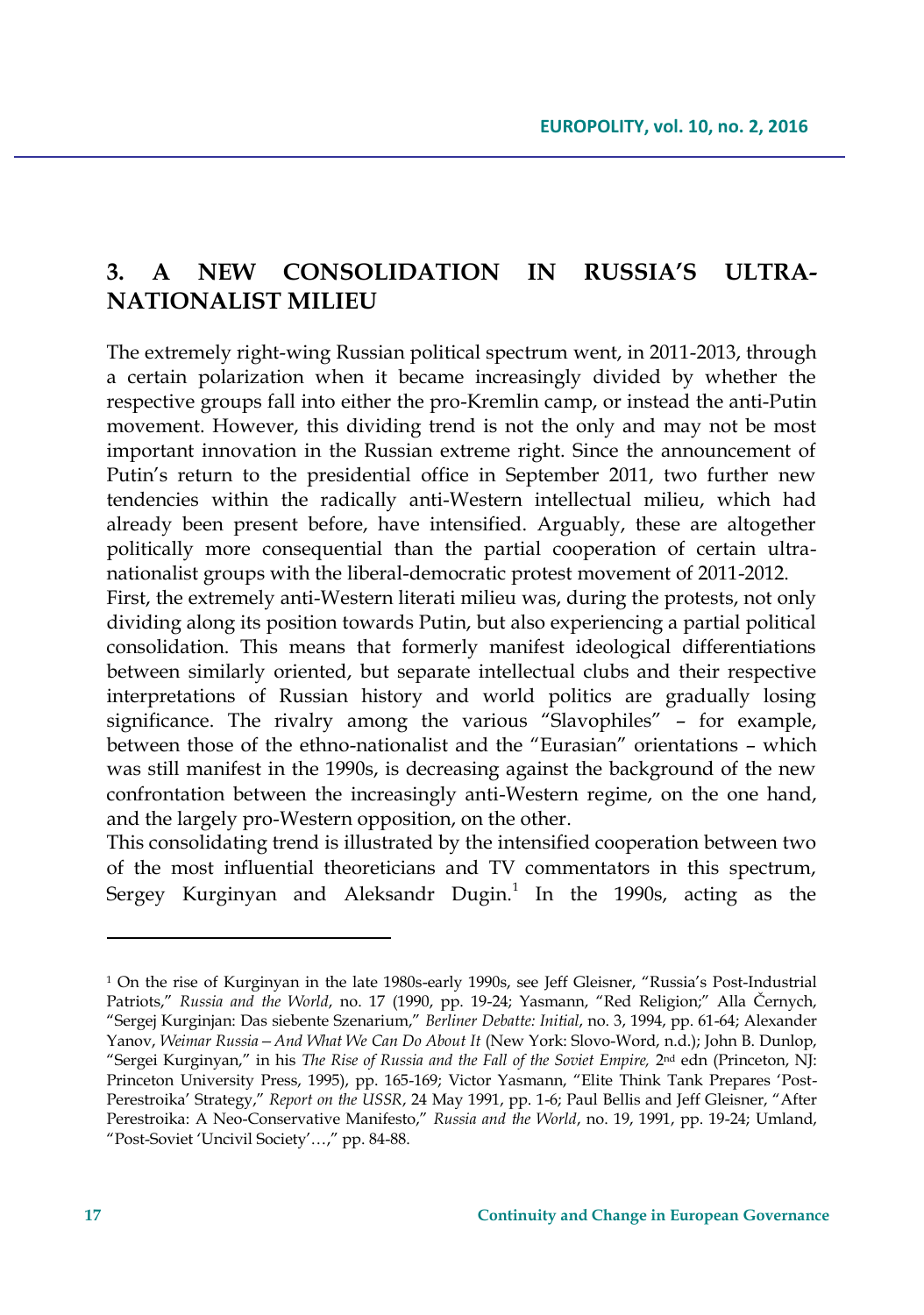## 3. A NEW CONSOLIDATION IN RUSSIA'S ULTRA-NATIONALIST MILIEU

The extremely right-wing Russian political spectrum went, in 2011-2013, through a certain polarization when it became increasingly divided by whether the respective groups fall into either the pro-Kremlin camp, or instead the anti-Putin movement. However, this dividing trend is not the only and may not be most important innovation in the Russian extreme right. Since the announcement of Putin's return to the presidential office in September 2011, two further new tendencies within the radically anti-Western intellectual milieu, which had already been present before, have intensified. Arguably, these are altogether politically more consequential than the partial cooperation of certain ultra-nationalist groups with the liberal-democratic protest movement of 2011-2012.

First, the extremely anti-Western literati milieu was, during the protests, not only dividing along its position towards Putin, but also experiencing a partial political consolidation. This means that formerly manifest ideological differentiations between similarly oriented, but separate intellectual clubs and their respective interpretations of Russian history and world politics are gradually losing significance. The rivalry among the various "Slavophiles" – for example, between those of the ethno-nationalist and the "Eurasian" orientations – which was still manifest in the 1990s, is decreasing against the background of the new confrontation between the increasingly anti-Western regime, on the one hand, and the largely pro-Western opposition, on the other.

This consolidating trend is illustrated by the intensified cooperation between two of the most influential theoreticians and TV commentators in this spectrum, Sergey Kurginyan and Aleksandr Dugin.[1] In the 1990s, acting as the

---

[1] On the rise of Kurginyan in the late 1980s-early 1990s, see Jeff Gleisner, "Russia's Post-Industrial Patriots," *Russia and the World*, no. 17 (1990, pp. 19-24; Yasmann, "Red Religion;" Alla Černych, "Sergej Kurginjan: Das siebente Szenarium," *Berliner Debatte: Initial*, no. 3, 1994, pp. 61-64; Alexander Yanov, *Weimar Russia – And What We Can Do About It* (New York: Slovo-Word, n.d.); John B. Dunlop, "Sergei Kurginyan," in his *The Rise of Russia and the Fall of the Soviet Empire,* 2nd edn (Princeton, NJ: Princeton University Press, 1995), pp. 165-169; Victor Yasmann, "Elite Think Tank Prepares 'Post-Perestroika' Strategy," *Report on the USSR*, 24 May 1991, pp. 1-6; Paul Bellis and Jeff Gleisner, "After Perestroika: A Neo-Conservative Manifesto," *Russia and the World*, no. 19, 1991, pp. 19-24; Umland, "Post-Soviet 'Uncivil Society'…," pp. 84-88.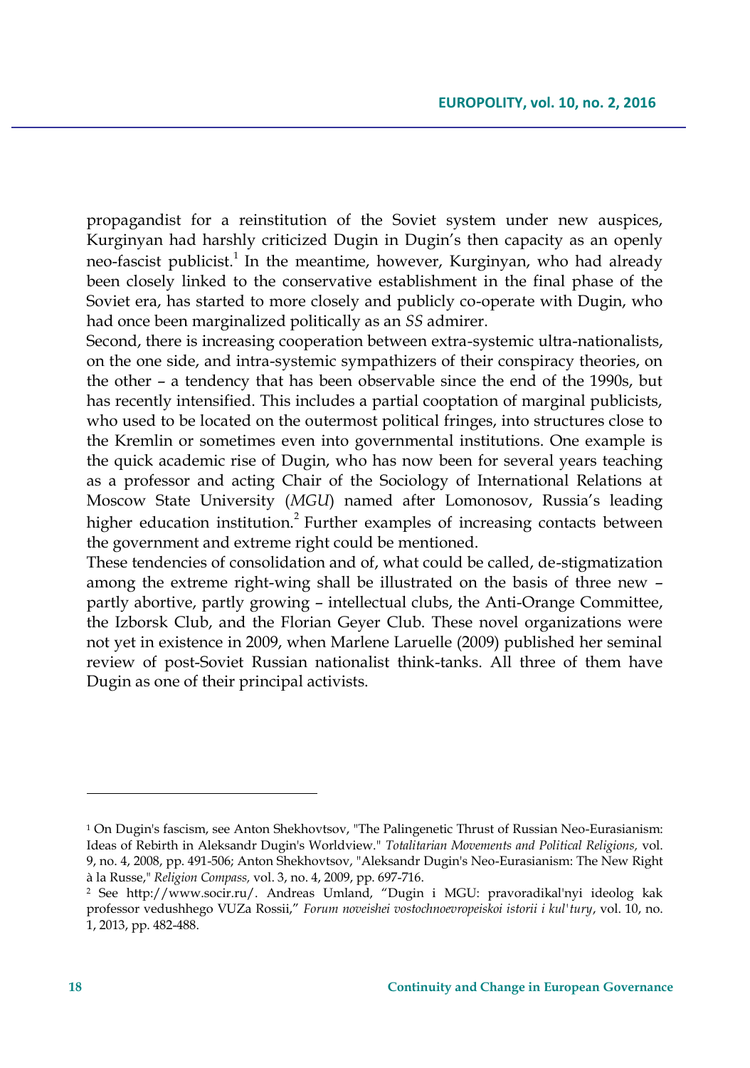propagandist for a reinstitution of the Soviet system under new auspices, Kurginyan had harshly criticized Dugin in Dugin's then capacity as an openly neo-fascist publicist.[1] In the meantime, however, Kurginyan, who had already been closely linked to the conservative establishment in the final phase of the Soviet era, has started to more closely and publicly co-operate with Dugin, who had once been marginalized politically as an *SS* admirer.

Second, there is increasing cooperation between extra-systemic ultra-nationalists, on the one side, and intra-systemic sympathizers of their conspiracy theories, on the other – a tendency that has been observable since the end of the 1990s, but has recently intensified. This includes a partial cooptation of marginal publicists, who used to be located on the outermost political fringes, into structures close to the Kremlin or sometimes even into governmental institutions. One example is the quick academic rise of Dugin, who has now been for several years teaching as a professor and acting Chair of the Sociology of International Relations at Moscow State University (*MGU*) named after Lomonosov, Russia's leading higher education institution.[2] Further examples of increasing contacts between the government and extreme right could be mentioned.

These tendencies of consolidation and of, what could be called, de-stigmatization among the extreme right-wing shall be illustrated on the basis of three new – partly abortive, partly growing – intellectual clubs, the Anti-Orange Committee, the Izborsk Club, and the Florian Geyer Club. These novel organizations were not yet in existence in 2009, when Marlene Laruelle (2009) published her seminal review of post-Soviet Russian nationalist think-tanks. All three of them have Dugin as one of their principal activists.

---

[1] On Dugin's fascism, see Anton Shekhovtsov, "The Palingenetic Thrust of Russian Neo-Eurasianism: Ideas of Rebirth in Aleksandr Dugin's Worldview." *Totalitarian Movements and Political Religions,* vol. 9, no. 4, 2008, pp. 491-506; Anton Shekhovtsov, "Aleksandr Dugin's Neo-Eurasianism: The New Right à la Russe," *Religion Compass,* vol. 3, no. 4, 2009, pp. 697-716.

[2] See http://www.socir.ru/. Andreas Umland, "Dugin i MGU: pravoradikal'nyi ideolog kak professor vedushhego VUZa Rossii," *Forum noveishei vostochnoevropeiskoi istorii i kul'tury*, vol. 10, no. 1, 2013, pp. 482-488.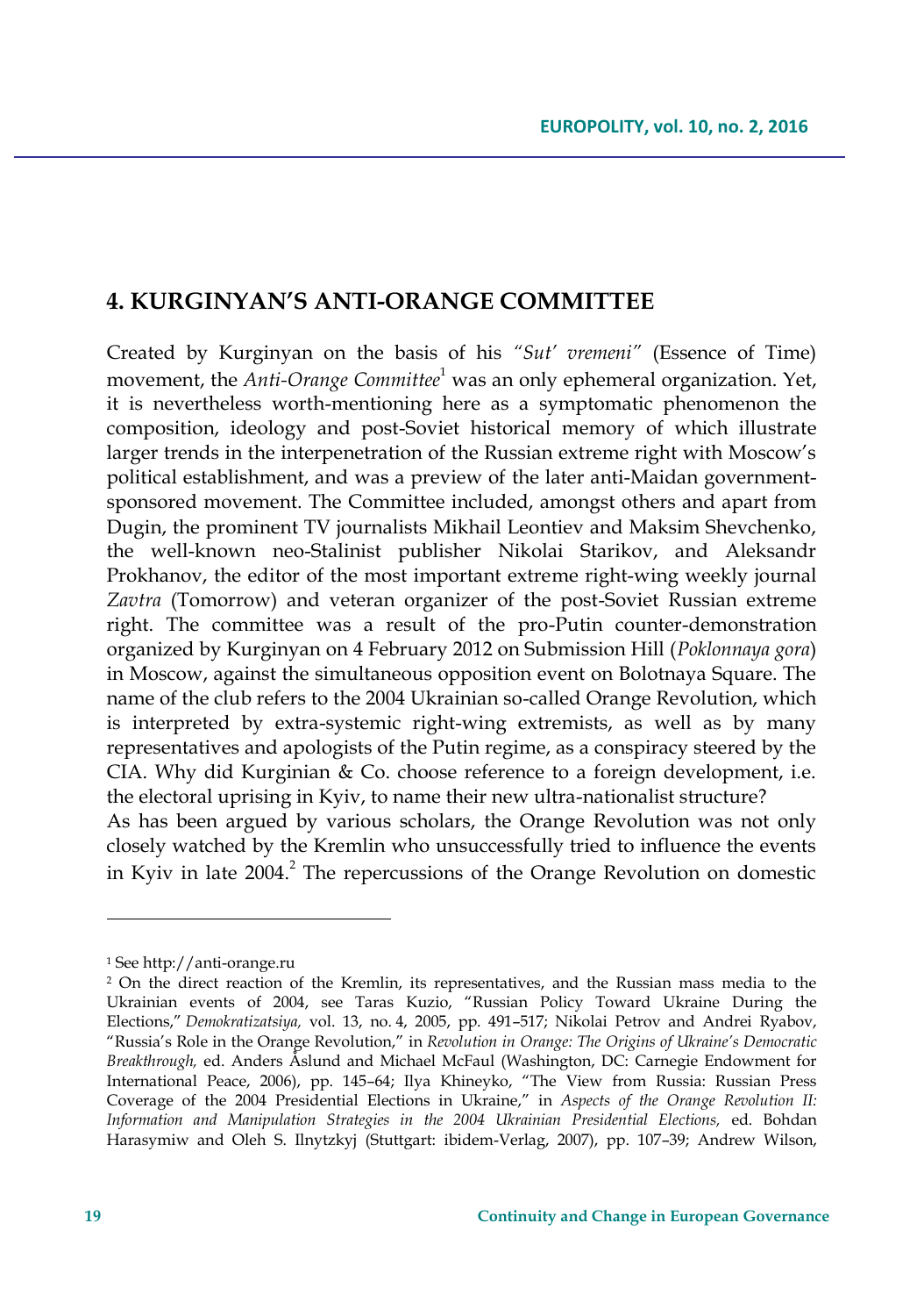## 4. KURGINYAN'S ANTI-ORANGE COMMITTEE

Created by Kurginyan on the basis of his *"Sut' vremeni"* (Essence of Time) movement, the *Anti-Orange Committee*[1] was an only ephemeral organization. Yet, it is nevertheless worth-mentioning here as a symptomatic phenomenon the composition, ideology and post-Soviet historical memory of which illustrate larger trends in the interpenetration of the Russian extreme right with Moscow's political establishment, and was a preview of the later anti-Maidan government-sponsored movement. The Committee included, amongst others and apart from Dugin, the prominent TV journalists Mikhail Leontiev and Maksim Shevchenko, the well-known neo-Stalinist publisher Nikolai Starikov, and Aleksandr Prokhanov, the editor of the most important extreme right-wing weekly journal *Zavtra* (Tomorrow) and veteran organizer of the post-Soviet Russian extreme right. The committee was a result of the pro-Putin counter-demonstration organized by Kurginyan on 4 February 2012 on Submission Hill (*Poklonnaya gora*) in Moscow, against the simultaneous opposition event on Bolotnaya Square. The name of the club refers to the 2004 Ukrainian so-called Orange Revolution, which is interpreted by extra-systemic right-wing extremists, as well as by many representatives and apologists of the Putin regime, as a conspiracy steered by the CIA. Why did Kurginian & Co. choose reference to a foreign development, i.e. the electoral uprising in Kyiv, to name their new ultra-nationalist structure?

As has been argued by various scholars, the Orange Revolution was not only closely watched by the Kremlin who unsuccessfully tried to influence the events in Kyiv in late 2004.[2] The repercussions of the Orange Revolution on domestic

---

[1] See http://anti-orange.ru

[2] On the direct reaction of the Kremlin, its representatives, and the Russian mass media to the Ukrainian events of 2004, see Taras Kuzio, "Russian Policy Toward Ukraine During the Elections," *Demokratizatsiya,* vol. 13, no. 4, 2005, pp. 491–517; Nikolai Petrov and Andrei Ryabov, "Russia's Role in the Orange Revolution," in *Revolution in Orange: The Origins of Ukraine's Democratic Breakthrough,* ed. Anders Åslund and Michael McFaul (Washington, DC: Carnegie Endowment for International Peace, 2006), pp. 145–64; Ilya Khineyko, "The View from Russia: Russian Press Coverage of the 2004 Presidential Elections in Ukraine," in *Aspects of the Orange Revolution II: Information and Manipulation Strategies in the 2004 Ukrainian Presidential Elections,* ed. Bohdan Harasymiw and Oleh S. Ilnytzkyj (Stuttgart: ibidem-Verlag, 2007), pp. 107–39; Andrew Wilson,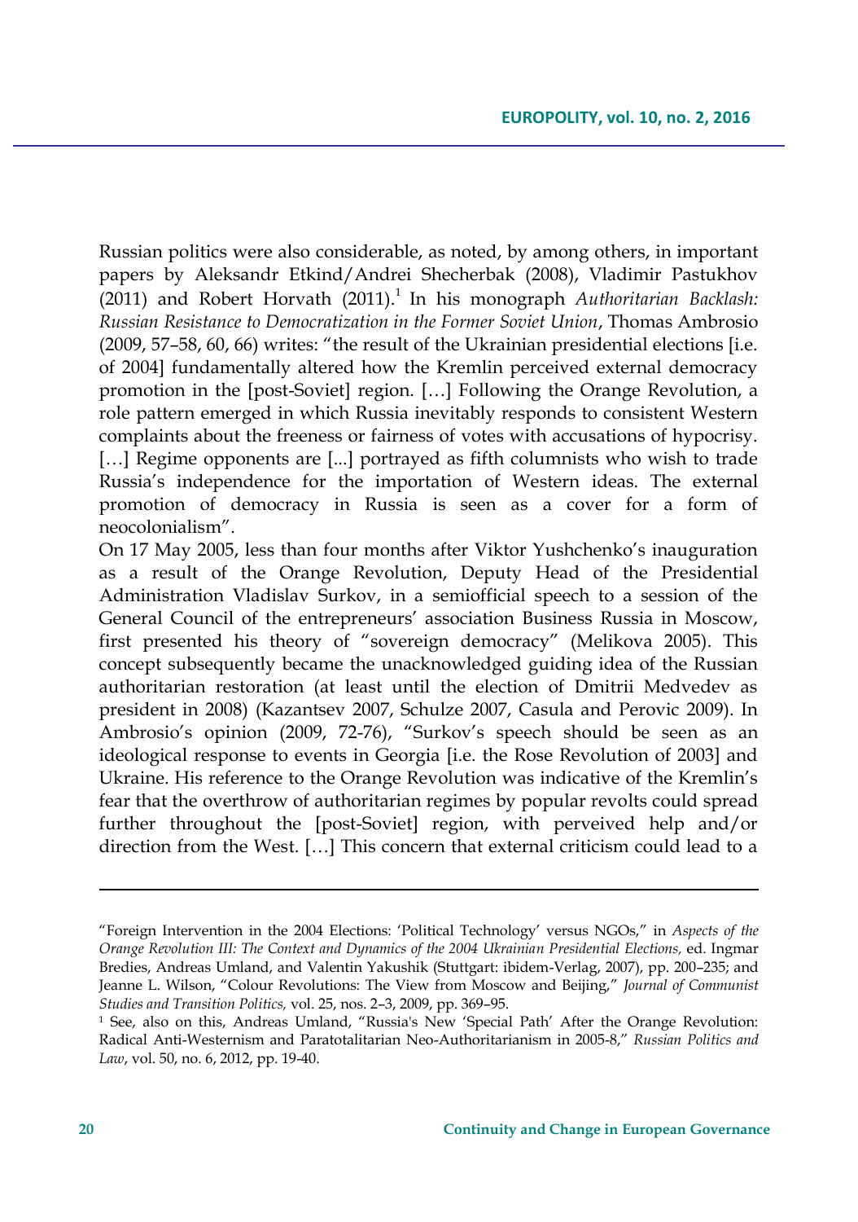Russian politics were also considerable, as noted, by among others, in important papers by Aleksandr Etkind/Andrei Shecherbak (2008), Vladimir Pastukhov (2011) and Robert Horvath (2011).[1] In his monograph *Authoritarian Backlash: Russian Resistance to Democratization in the Former Soviet Union*, Thomas Ambrosio (2009, 57–58, 60, 66) writes: "the result of the Ukrainian presidential elections [i.e. of 2004] fundamentally altered how the Kremlin perceived external democracy promotion in the [post-Soviet] region. […] Following the Orange Revolution, a role pattern emerged in which Russia inevitably responds to consistent Western complaints about the freeness or fairness of votes with accusations of hypocrisy. […] Regime opponents are [...] portrayed as fifth columnists who wish to trade Russia's independence for the importation of Western ideas. The external promotion of democracy in Russia is seen as a cover for a form of neocolonialism".

On 17 May 2005, less than four months after Viktor Yushchenko's inauguration as a result of the Orange Revolution, Deputy Head of the Presidential Administration Vladislav Surkov, in a semiofficial speech to a session of the General Council of the entrepreneurs' association Business Russia in Moscow, first presented his theory of "sovereign democracy" (Melikova 2005). This concept subsequently became the unacknowledged guiding idea of the Russian authoritarian restoration (at least until the election of Dmitrii Medvedev as president in 2008) (Kazantsev 2007, Schulze 2007, Casula and Perovic 2009). In Ambrosio's opinion (2009, 72-76), "Surkov's speech should be seen as an ideological response to events in Georgia [i.e. the Rose Revolution of 2003] and Ukraine. His reference to the Orange Revolution was indicative of the Kremlin's fear that the overthrow of authoritarian regimes by popular revolts could spread further throughout the [post-Soviet] region, with perveived help and/or direction from the West. […] This concern that external criticism could lead to a

---

"Foreign Intervention in the 2004 Elections: 'Political Technology' versus NGOs," in *Aspects of the Orange Revolution III: The Context and Dynamics of the 2004 Ukrainian Presidential Elections,* ed. Ingmar Bredies, Andreas Umland, and Valentin Yakushik (Stuttgart: ibidem-Verlag, 2007), pp. 200–235; and Jeanne L. Wilson, "Colour Revolutions: The View from Moscow and Beijing," *Journal of Communist Studies and Transition Politics,* vol. 25, nos. 2–3, 2009, pp. 369–95.

[1] See, also on this, Andreas Umland, "Russia's New 'Special Path' After the Orange Revolution: Radical Anti-Westernism and Paratotalitarian Neo-Authoritarianism in 2005-8," *Russian Politics and Law*, vol. 50, no. 6, 2012, pp. 19-40.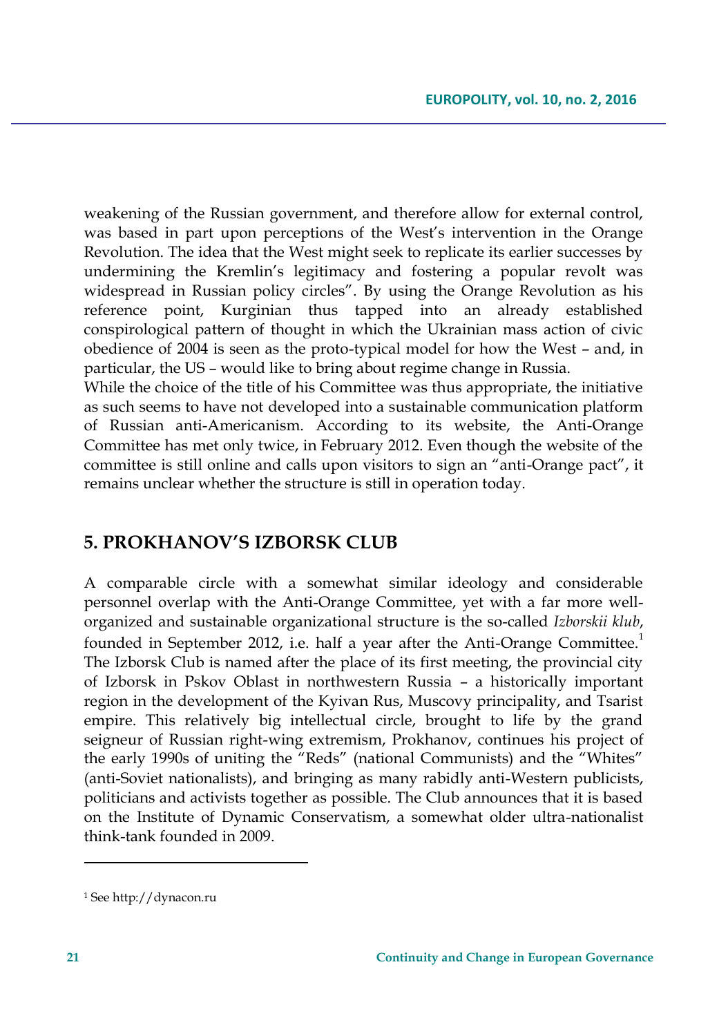weakening of the Russian government, and therefore allow for external control, was based in part upon perceptions of the West's intervention in the Orange Revolution. The idea that the West might seek to replicate its earlier successes by undermining the Kremlin's legitimacy and fostering a popular revolt was widespread in Russian policy circles". By using the Orange Revolution as his reference point, Kurginian thus tapped into an already established conspirological pattern of thought in which the Ukrainian mass action of civic obedience of 2004 is seen as the proto-typical model for how the West – and, in particular, the US – would like to bring about regime change in Russia.

While the choice of the title of his Committee was thus appropriate, the initiative as such seems to have not developed into a sustainable communication platform of Russian anti-Americanism. According to its website, the Anti-Orange Committee has met only twice, in February 2012. Even though the website of the committee is still online and calls upon visitors to sign an "anti-Orange pact", it remains unclear whether the structure is still in operation today.

## 5. PROKHANOV'S IZBORSK CLUB

A comparable circle with a somewhat similar ideology and considerable personnel overlap with the Anti-Orange Committee, yet with a far more well-organized and sustainable organizational structure is the so-called *Izborskii klub*, founded in September 2012, i.e. half a year after the Anti-Orange Committee.[1] The Izborsk Club is named after the place of its first meeting, the provincial city of Izborsk in Pskov Oblast in northwestern Russia – a historically important region in the development of the Kyivan Rus, Muscovy principality, and Tsarist empire. This relatively big intellectual circle, brought to life by the grand seigneur of Russian right-wing extremism, Prokhanov, continues his project of the early 1990s of uniting the "Reds" (national Communists) and the "Whites" (anti-Soviet nationalists), and bringing as many rabidly anti-Western publicists, politicians and activists together as possible. The Club announces that it is based on the Institute of Dynamic Conservatism, a somewhat older ultra-nationalist think-tank founded in 2009.

[1] See http://dynacon.ru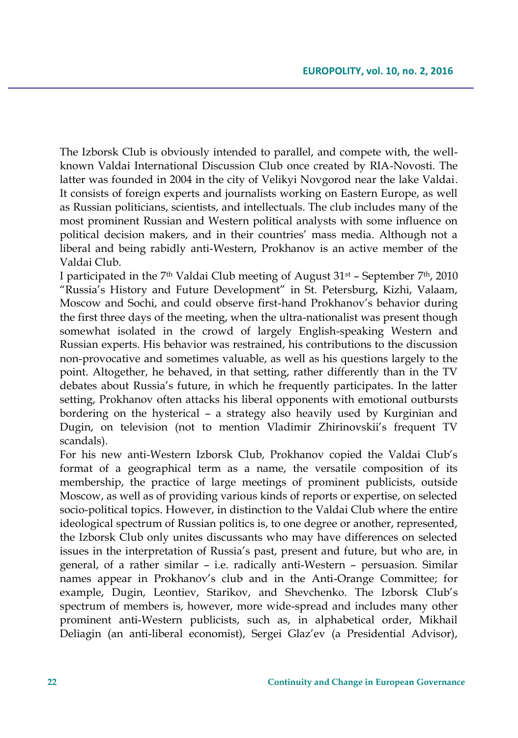The Izborsk Club is obviously intended to parallel, and compete with, the well-known Valdai International Discussion Club once created by RIA-Novosti. The latter was founded in 2004 in the city of Velikyi Novgorod near the lake Valdai. It consists of foreign experts and journalists working on Eastern Europe, as well as Russian politicians, scientists, and intellectuals. The club includes many of the most prominent Russian and Western political analysts with some influence on political decision makers, and in their countries' mass media. Although not a liberal and being rabidly anti-Western, Prokhanov is an active member of the Valdai Club.

I participated in the 7th Valdai Club meeting of August 31st – September 7th, 2010 "Russia's History and Future Development" in St. Petersburg, Kizhi, Valaam, Moscow and Sochi, and could observe first-hand Prokhanov's behavior during the first three days of the meeting, when the ultra-nationalist was present though somewhat isolated in the crowd of largely English-speaking Western and Russian experts. His behavior was restrained, his contributions to the discussion non-provocative and sometimes valuable, as well as his questions largely to the point. Altogether, he behaved, in that setting, rather differently than in the TV debates about Russia's future, in which he frequently participates. In the latter setting, Prokhanov often attacks his liberal opponents with emotional outbursts bordering on the hysterical – a strategy also heavily used by Kurginian and Dugin, on television (not to mention Vladimir Zhirinovskii's frequent TV scandals).

For his new anti-Western Izborsk Club, Prokhanov copied the Valdai Club's format of a geographical term as a name, the versatile composition of its membership, the practice of large meetings of prominent publicists, outside Moscow, as well as of providing various kinds of reports or expertise, on selected socio-political topics. However, in distinction to the Valdai Club where the entire ideological spectrum of Russian politics is, to one degree or another, represented, the Izborsk Club only unites discussants who may have differences on selected issues in the interpretation of Russia's past, present and future, but who are, in general, of a rather similar – i.e. radically anti-Western – persuasion. Similar names appear in Prokhanov's club and in the Anti-Orange Committee; for example, Dugin, Leontiev, Starikov, and Shevchenko. The Izborsk Club's spectrum of members is, however, more wide-spread and includes many other prominent anti-Western publicists, such as, in alphabetical order, Mikhail Deliagin (an anti-liberal economist), Sergei Glaz'ev (a Presidential Advisor),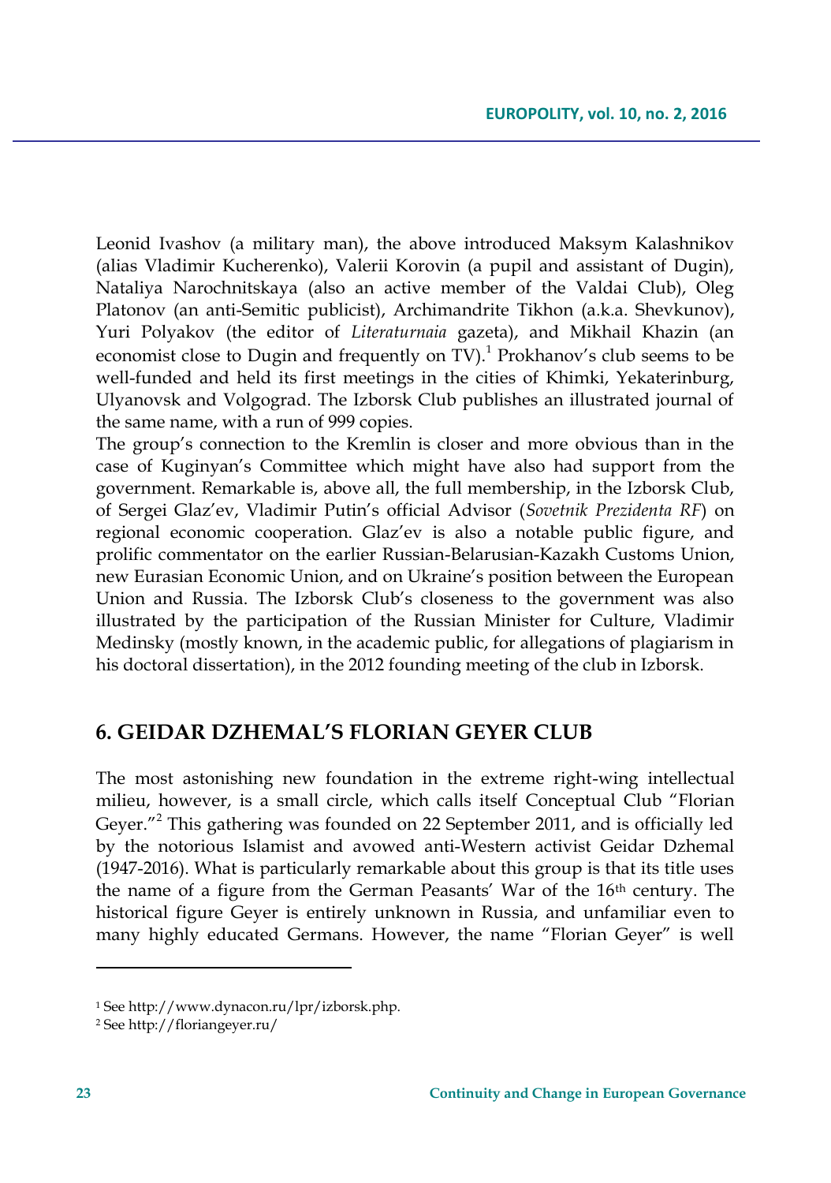Leonid Ivashov (a military man), the above introduced Maksym Kalashnikov (alias Vladimir Kucherenko), Valerii Korovin (a pupil and assistant of Dugin), Nataliya Narochnitskaya (also an active member of the Valdai Club), Oleg Platonov (an anti-Semitic publicist), Archimandrite Tikhon (a.k.a. Shevkunov), Yuri Polyakov (the editor of *Literaturnaia* gazeta), and Mikhail Khazin (an economist close to Dugin and frequently on TV).[1] Prokhanov's club seems to be well-funded and held its first meetings in the cities of Khimki, Yekaterinburg, Ulyanovsk and Volgograd. The Izborsk Club publishes an illustrated journal of the same name, with a run of 999 copies.

The group's connection to the Kremlin is closer and more obvious than in the case of Kuginyan's Committee which might have also had support from the government. Remarkable is, above all, the full membership, in the Izborsk Club, of Sergei Glaz'ev, Vladimir Putin's official Advisor (*Sovetnik Prezidenta RF*) on regional economic cooperation. Glaz'ev is also a notable public figure, and prolific commentator on the earlier Russian-Belarusian-Kazakh Customs Union, new Eurasian Economic Union, and on Ukraine's position between the European Union and Russia. The Izborsk Club's closeness to the government was also illustrated by the participation of the Russian Minister for Culture, Vladimir Medinsky (mostly known, in the academic public, for allegations of plagiarism in his doctoral dissertation), in the 2012 founding meeting of the club in Izborsk.

## 6. GEIDAR DZHEMAL'S FLORIAN GEYER CLUB

The most astonishing new foundation in the extreme right-wing intellectual milieu, however, is a small circle, which calls itself Conceptual Club "Florian Geyer."[2] This gathering was founded on 22 September 2011, and is officially led by the notorious Islamist and avowed anti-Western activist Geidar Dzhemal (1947-2016). What is particularly remarkable about this group is that its title uses the name of a figure from the German Peasants' War of the 16th century. The historical figure Geyer is entirely unknown in Russia, and unfamiliar even to many highly educated Germans. However, the name "Florian Geyer" is well

---

[1] See http://www.dynacon.ru/lpr/izborsk.php.

[2] See http://floriangeyer.ru/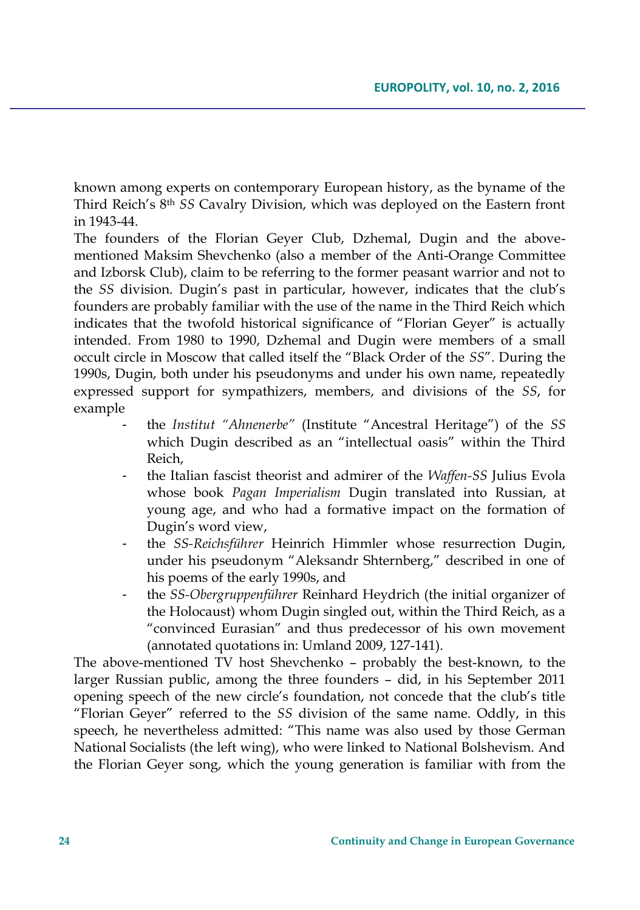known among experts on contemporary European history, as the byname of the Third Reich's 8th *SS* Cavalry Division, which was deployed on the Eastern front in 1943-44.

The founders of the Florian Geyer Club, Dzhemal, Dugin and the above-mentioned Maksim Shevchenko (also a member of the Anti-Orange Committee and Izborsk Club), claim to be referring to the former peasant warrior and not to the *SS* division. Dugin's past in particular, however, indicates that the club's founders are probably familiar with the use of the name in the Third Reich which indicates that the twofold historical significance of "Florian Geyer" is actually intended. From 1980 to 1990, Dzhemal and Dugin were members of a small occult circle in Moscow that called itself the "Black Order of the *SS*". During the 1990s, Dugin, both under his pseudonyms and under his own name, repeatedly expressed support for sympathizers, members, and divisions of the *SS*, for example

- the *Institut "Ahnenerbe"* (Institute "Ancestral Heritage") of the *SS* which Dugin described as an "intellectual oasis" within the Third Reich,
- the Italian fascist theorist and admirer of the *Waffen-SS* Julius Evola whose book *Pagan Imperialism* Dugin translated into Russian, at young age, and who had a formative impact on the formation of Dugin's word view,
- the *SS-Reichsführer* Heinrich Himmler whose resurrection Dugin, under his pseudonym "Aleksandr Shternberg," described in one of his poems of the early 1990s, and
- the *SS-Obergruppenführer* Reinhard Heydrich (the initial organizer of the Holocaust) whom Dugin singled out, within the Third Reich, as a "convinced Eurasian" and thus predecessor of his own movement (annotated quotations in: Umland 2009, 127-141).

The above-mentioned TV host Shevchenko – probably the best-known, to the larger Russian public, among the three founders – did, in his September 2011 opening speech of the new circle's foundation, not concede that the club's title "Florian Geyer" referred to the *SS* division of the same name. Oddly, in this speech, he nevertheless admitted: "This name was also used by those German National Socialists (the left wing), who were linked to National Bolshevism. And the Florian Geyer song, which the young generation is familiar with from the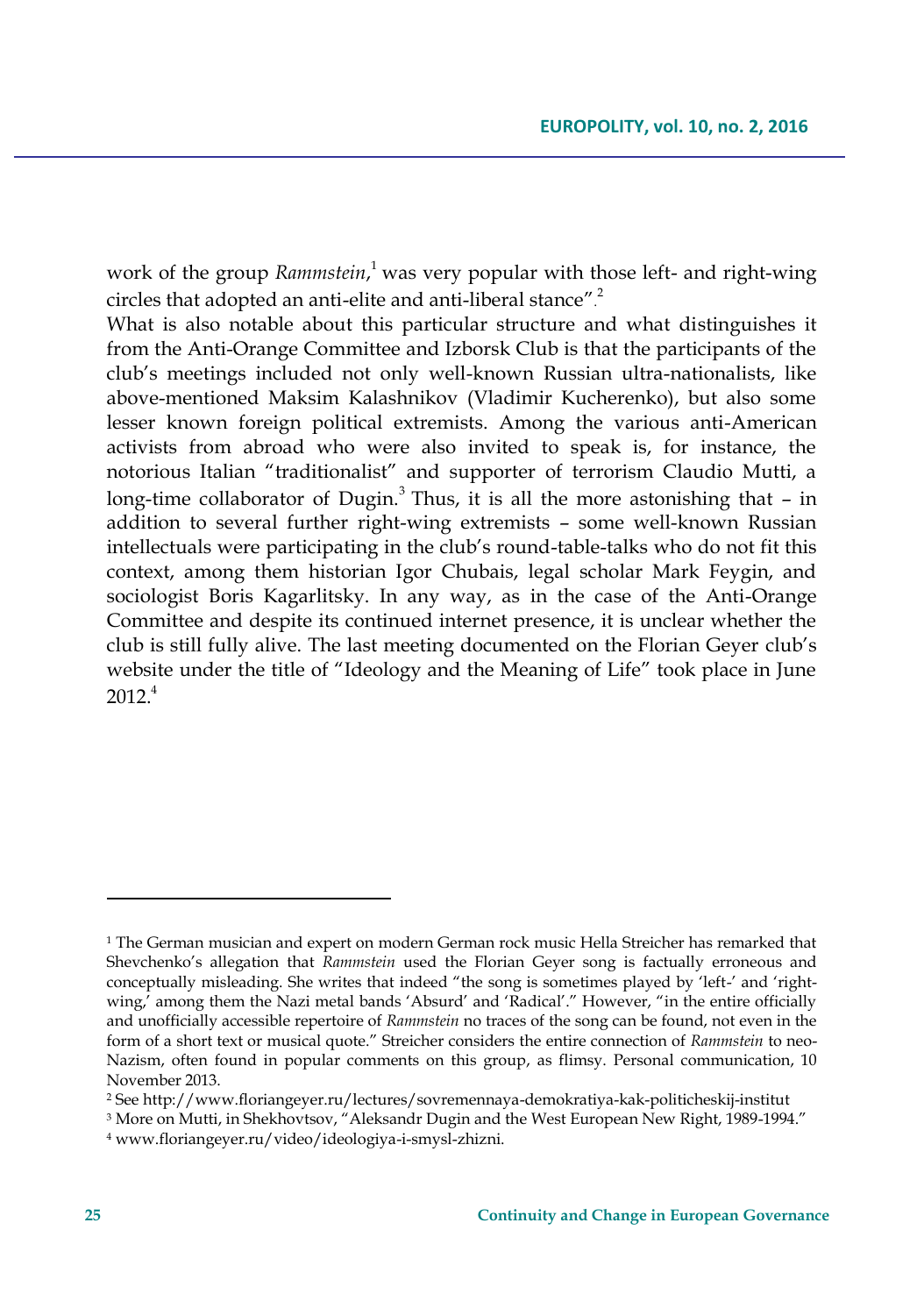work of the group *Rammstein*,[1] was very popular with those left- and right-wing circles that adopted an anti-elite and anti-liberal stance".[2]

What is also notable about this particular structure and what distinguishes it from the Anti-Orange Committee and Izborsk Club is that the participants of the club's meetings included not only well-known Russian ultra-nationalists, like above-mentioned Maksim Kalashnikov (Vladimir Kucherenko), but also some lesser known foreign political extremists. Among the various anti-American activists from abroad who were also invited to speak is, for instance, the notorious Italian "traditionalist" and supporter of terrorism Claudio Mutti, a long-time collaborator of Dugin.[3] Thus, it is all the more astonishing that – in addition to several further right-wing extremists – some well-known Russian intellectuals were participating in the club's round-table-talks who do not fit this context, among them historian Igor Chubais, legal scholar Mark Feygin, and sociologist Boris Kagarlitsky. In any way, as in the case of the Anti-Orange Committee and despite its continued internet presence, it is unclear whether the club is still fully alive. The last meeting documented on the Florian Geyer club's website under the title of "Ideology and the Meaning of Life" took place in June 2012.[4]

---

[1] The German musician and expert on modern German rock music Hella Streicher has remarked that Shevchenko's allegation that *Rammstein* used the Florian Geyer song is factually erroneous and conceptually misleading. She writes that indeed "the song is sometimes played by 'left-' and 'right-wing,' among them the Nazi metal bands 'Absurd' and 'Radical'." However, "in the entire officially and unofficially accessible repertoire of *Rammstein* no traces of the song can be found, not even in the form of a short text or musical quote." Streicher considers the entire connection of *Rammstein* to neo-Nazism, often found in popular comments on this group, as flimsy. Personal communication, 10 November 2013.

[2] See http://www.floriangeyer.ru/lectures/sovremennaya-demokratiya-kak-politicheskij-institut

[3] More on Mutti, in Shekhovtsov, "Aleksandr Dugin and the West European New Right, 1989-1994."

[4] www.floriangeyer.ru/video/ideologiya-i-smysl-zhizni.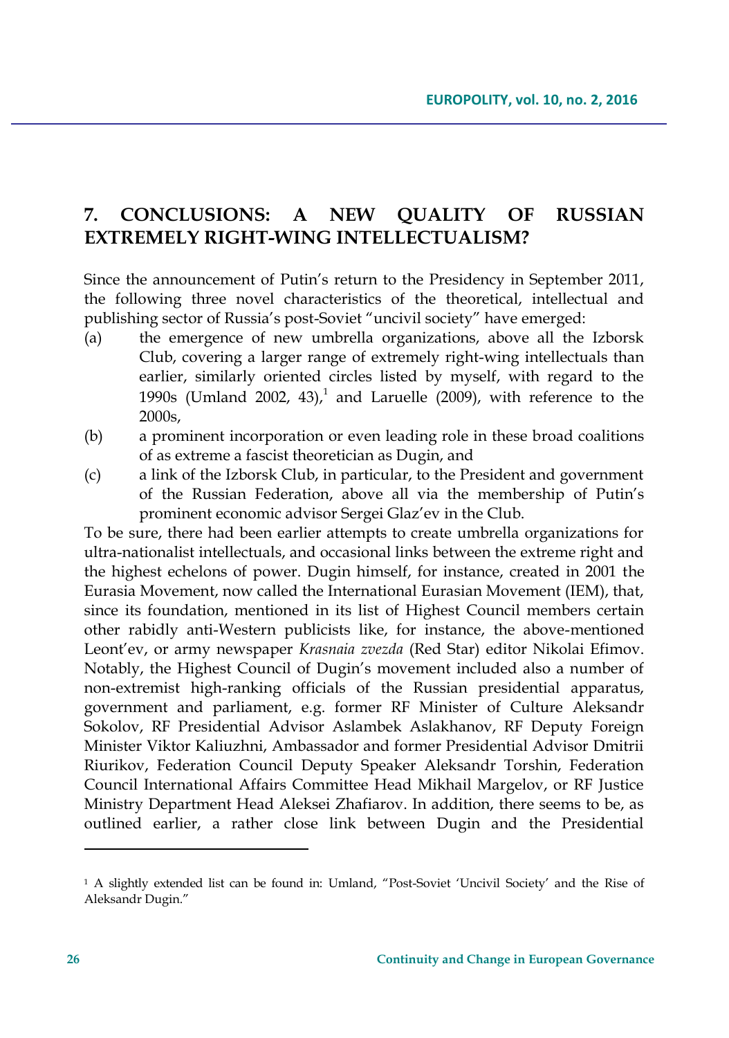## 7. CONCLUSIONS: A NEW QUALITY OF RUSSIAN EXTREMELY RIGHT-WING INTELLECTUALISM?

Since the announcement of Putin's return to the Presidency in September 2011, the following three novel characteristics of the theoretical, intellectual and publishing sector of Russia's post-Soviet "uncivil society" have emerged:

(a) the emergence of new umbrella organizations, above all the Izborsk Club, covering a larger range of extremely right-wing intellectuals than earlier, similarly oriented circles listed by myself, with regard to the 1990s (Umland 2002, 43),[1] and Laruelle (2009), with reference to the 2000s,

(b) a prominent incorporation or even leading role in these broad coalitions of as extreme a fascist theoretician as Dugin, and

(c) a link of the Izborsk Club, in particular, to the President and government of the Russian Federation, above all via the membership of Putin's prominent economic advisor Sergei Glaz'ev in the Club.

To be sure, there had been earlier attempts to create umbrella organizations for ultra-nationalist intellectuals, and occasional links between the extreme right and the highest echelons of power. Dugin himself, for instance, created in 2001 the Eurasia Movement, now called the International Eurasian Movement (IEM), that, since its foundation, mentioned in its list of Highest Council members certain other rabidly anti-Western publicists like, for instance, the above-mentioned Leont'ev, or army newspaper *Krasnaia zvezda* (Red Star) editor Nikolai Efimov. Notably, the Highest Council of Dugin's movement included also a number of non-extremist high-ranking officials of the Russian presidential apparatus, government and parliament, e.g. former RF Minister of Culture Aleksandr Sokolov, RF Presidential Advisor Aslambek Aslakhanov, RF Deputy Foreign Minister Viktor Kaliuzhni, Ambassador and former Presidential Advisor Dmitrii Riurikov, Federation Council Deputy Speaker Aleksandr Torshin, Federation Council International Affairs Committee Head Mikhail Margelov, or RF Justice Ministry Department Head Aleksei Zhafiarov. In addition, there seems to be, as outlined earlier, a rather close link between Dugin and the Presidential

[1] A slightly extended list can be found in: Umland, "Post-Soviet 'Uncivil Society' and the Rise of Aleksandr Dugin."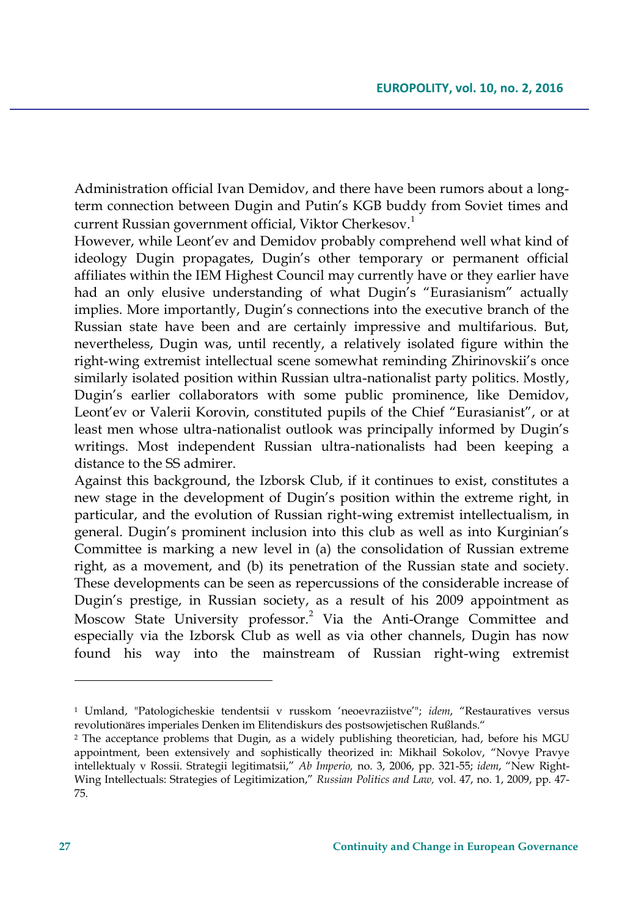Administration official Ivan Demidov, and there have been rumors about a long-term connection between Dugin and Putin's KGB buddy from Soviet times and current Russian government official, Viktor Cherkesov.[1]

However, while Leont'ev and Demidov probably comprehend well what kind of ideology Dugin propagates, Dugin's other temporary or permanent official affiliates within the IEM Highest Council may currently have or they earlier have had an only elusive understanding of what Dugin's "Eurasianism" actually implies. More importantly, Dugin's connections into the executive branch of the Russian state have been and are certainly impressive and multifarious. But, nevertheless, Dugin was, until recently, a relatively isolated figure within the right-wing extremist intellectual scene somewhat reminding Zhirinovskii's once similarly isolated position within Russian ultra-nationalist party politics. Mostly, Dugin's earlier collaborators with some public prominence, like Demidov, Leont'ev or Valerii Korovin, constituted pupils of the Chief "Eurasianist", or at least men whose ultra-nationalist outlook was principally informed by Dugin's writings. Most independent Russian ultra-nationalists had been keeping a distance to the SS admirer.

Against this background, the Izborsk Club, if it continues to exist, constitutes a new stage in the development of Dugin's position within the extreme right, in particular, and the evolution of Russian right-wing extremist intellectualism, in general. Dugin's prominent inclusion into this club as well as into Kurginian's Committee is marking a new level in (a) the consolidation of Russian extreme right, as a movement, and (b) its penetration of the Russian state and society. These developments can be seen as repercussions of the considerable increase of Dugin's prestige, in Russian society, as a result of his 2009 appointment as Moscow State University professor.[2] Via the Anti-Orange Committee and especially via the Izborsk Club as well as via other channels, Dugin has now found his way into the mainstream of Russian right-wing extremist

---

[1] Umland, "Patologicheskie tendentsii v russkom 'neoevraziistve'"; *idem*, "Restauratives versus revolutionäres imperiales Denken im Elitendiskurs des postsowjetischen Rußlands."

[2] The acceptance problems that Dugin, as a widely publishing theoretician, had, before his MGU appointment, been extensively and sophistically theorized in: Mikhail Sokolov, "Novye Pravye intellektualy v Rossii. Strategii legitimatsii," *Ab Imperio*, no. 3, 2006, pp. 321-55; *idem*, "New Right-Wing Intellectuals: Strategies of Legitimization," *Russian Politics and Law*, vol. 47, no. 1, 2009, pp. 47-75.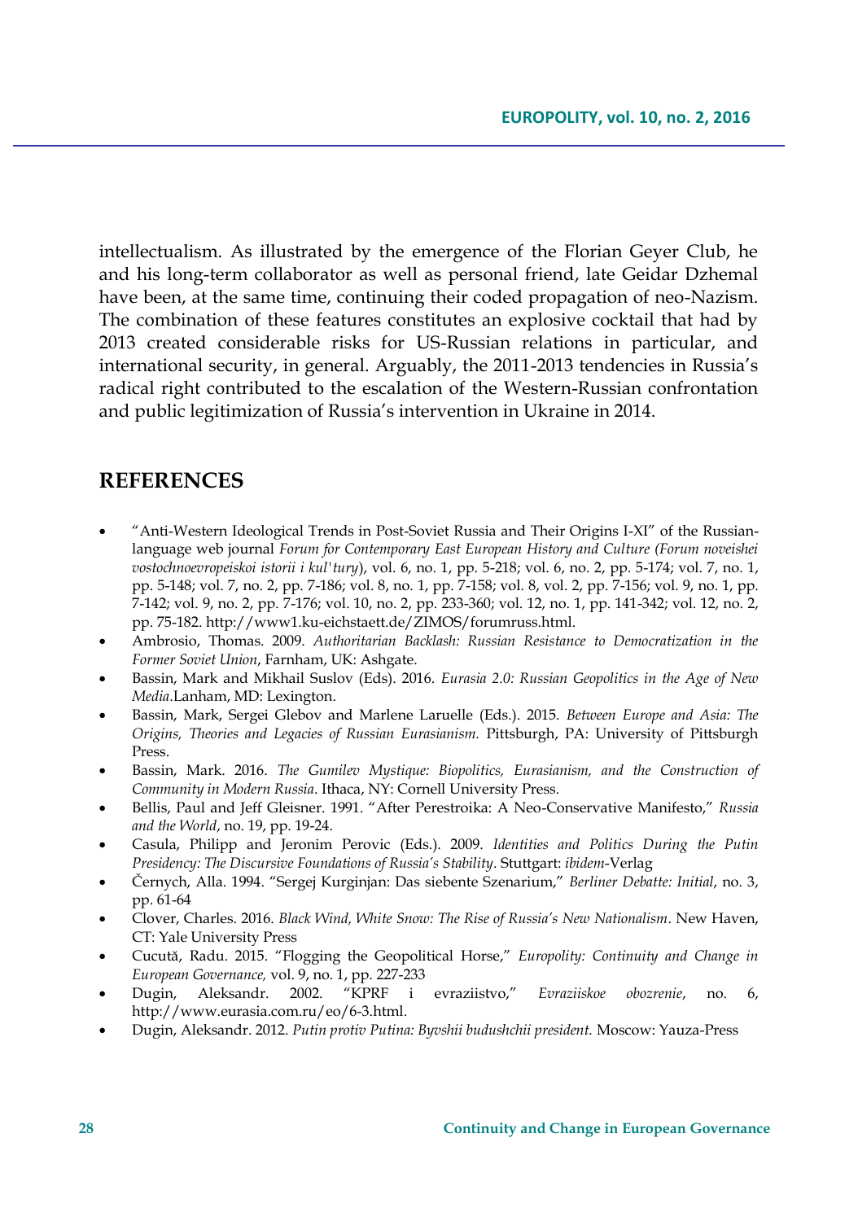intellectualism. As illustrated by the emergence of the Florian Geyer Club, he and his long-term collaborator as well as personal friend, late Geidar Dzhemal have been, at the same time, continuing their coded propagation of neo-Nazism. The combination of these features constitutes an explosive cocktail that had by 2013 created considerable risks for US-Russian relations in particular, and international security, in general. Arguably, the 2011-2013 tendencies in Russia's radical right contributed to the escalation of the Western-Russian confrontation and public legitimization of Russia's intervention in Ukraine in 2014.

## REFERENCES

- "Anti-Western Ideological Trends in Post-Soviet Russia and Their Origins I-XI" of the Russian-language web journal *Forum for Contemporary East European History and Culture (Forum noveishei vostochnoevropeiskoi istorii i kul'tury*), vol. 6, no. 1, pp. 5-218; vol. 6, no. 2, pp. 5-174; vol. 7, no. 1, pp. 5-148; vol. 7, no. 2, pp. 7-186; vol. 8, no. 1, pp. 7-158; vol. 8, vol. 2, pp. 7-156; vol. 9, no. 1, pp. 7-142; vol. 9, no. 2, pp. 7-176; vol. 10, no. 2, pp. 233-360; vol. 12, no. 1, pp. 141-342; vol. 12, no. 2, pp. 75-182. http://www1.ku-eichstaett.de/ZIMOS/forumruss.html.
- Ambrosio, Thomas. 2009. *Authoritarian Backlash: Russian Resistance to Democratization in the Former Soviet Union*, Farnham, UK: Ashgate.
- Bassin, Mark and Mikhail Suslov (Eds). 2016. *Eurasia 2.0: Russian Geopolitics in the Age of New Media.*Lanham, MD: Lexington.
- Bassin, Mark, Sergei Glebov and Marlene Laruelle (Eds.). 2015. *Between Europe and Asia: The Origins, Theories and Legacies of Russian Eurasianism.* Pittsburgh, PA: University of Pittsburgh Press.
- Bassin, Mark. 2016. *The Gumilev Mystique: Biopolitics, Eurasianism, and the Construction of Community in Modern Russia*. Ithaca, NY: Cornell University Press.
- Bellis, Paul and Jeff Gleisner. 1991. "After Perestroika: A Neo-Conservative Manifesto," *Russia and the World*, no. 19, pp. 19-24.
- Casula, Philipp and Jeronim Perovic (Eds.). 2009. *Identities and Politics During the Putin Presidency: The Discursive Foundations of Russia's Stability*. Stuttgart: *ibidem*-Verlag
- Černych, Alla. 1994. "Sergej Kurginjan: Das siebente Szenarium," *Berliner Debatte: Initial*, no. 3, pp. 61-64
- Clover, Charles. 2016. *Black Wind, White Snow: The Rise of Russia's New Nationalism*. New Haven, CT: Yale University Press
- Cucută, Radu. 2015. "Flogging the Geopolitical Horse," *Europolity: Continuity and Change in European Governance,* vol. 9, no. 1, pp. 227-233
- Dugin, Aleksandr. 2002. "KPRF i evraziistvo," *Evraziiskoe obozrenie*, no. 6, http://www.eurasia.com.ru/eo/6-3.html.
- Dugin, Aleksandr. 2012. *Putin protiv Putina: Byvshii budushchii president.* Moscow: Yauza-Press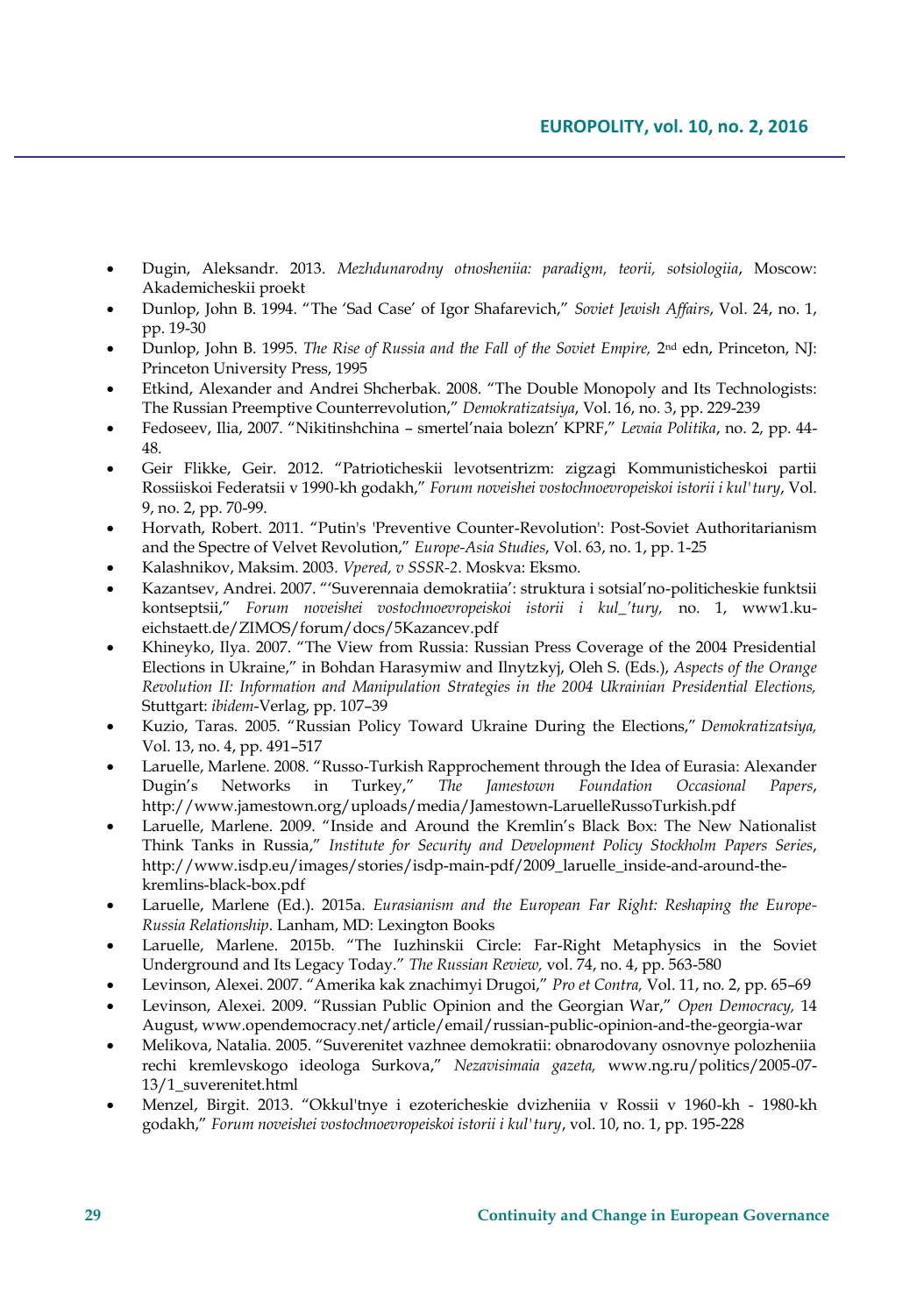- Dugin, Aleksandr. 2013. *Mezhdunarodny otnosheniia: paradigm, teorii, sotsiologiia*, Moscow: Akademicheskii proekt
- Dunlop, John B. 1994. "The 'Sad Case' of Igor Shafarevich," *Soviet Jewish Affairs*, Vol. 24, no. 1, pp. 19-30
- Dunlop, John B. 1995. *The Rise of Russia and the Fall of the Soviet Empire,* 2nd edn, Princeton, NJ: Princeton University Press, 1995
- Etkind, Alexander and Andrei Shcherbak. 2008. "The Double Monopoly and Its Technologists: The Russian Preemptive Counterrevolution," *Demokratizatsiya*, Vol. 16, no. 3, pp. 229-239
- Fedoseev, Ilia, 2007. "Nikitinshchina – smertel'naia bolezn' KPRF," *Levaia Politika*, no. 2, pp. 44-48.
- Geir Flikke, Geir. 2012. "Patrioticheskii levotsentrizm: zigzagi Kommunisticheskoi partii Rossiiskoi Federatsii v 1990-kh godakh," *Forum noveishei vostochnoevropeiskoi istorii i kul'tury*, Vol. 9, no. 2, pp. 70-99.
- Horvath, Robert. 2011. "Putin's 'Preventive Counter-Revolution': Post-Soviet Authoritarianism and the Spectre of Velvet Revolution," *Europe-Asia Studies*, Vol. 63, no. 1, pp. 1-25
- Kalashnikov, Maksim. 2003. *Vpered, v SSSR-2*. Moskva: Eksmo.
- Kazantsev, Andrei. 2007. "'Suverennaia demokratiia': struktura i sotsial'no-politicheskie funktsii kontseptsii," *Forum noveishei vostochnoevropeiskoi istorii i kul_'tury,* no. 1, www1.ku-eichstaett.de/ZIMOS/forum/docs/5Kazancev.pdf
- Khineyko, Ilya. 2007. "The View from Russia: Russian Press Coverage of the 2004 Presidential Elections in Ukraine," in Bohdan Harasymiw and Ilnytzkyj, Oleh S. (Eds.), *Aspects of the Orange Revolution II: Information and Manipulation Strategies in the 2004 Ukrainian Presidential Elections,* Stuttgart: *ibidem*-Verlag, pp. 107–39
- Kuzio, Taras. 2005. "Russian Policy Toward Ukraine During the Elections," *Demokratizatsiya,* Vol. 13, no. 4, pp. 491–517
- Laruelle, Marlene. 2008. "Russo-Turkish Rapprochement through the Idea of Eurasia: Alexander Dugin's Networks in Turkey," *The Jamestown Foundation Occasional Papers*, http://www.jamestown.org/uploads/media/Jamestown-LaruelleRussoTurkish.pdf
- Laruelle, Marlene. 2009. "Inside and Around the Kremlin's Black Box: The New Nationalist Think Tanks in Russia," *Institute for Security and Development Policy Stockholm Papers Series*, http://www.isdp.eu/images/stories/isdp-main-pdf/2009_laruelle_inside-and-around-the-kremlins-black-box.pdf
- Laruelle, Marlene (Ed.). 2015a. *Eurasianism and the European Far Right: Reshaping the Europe-Russia Relationship*. Lanham, MD: Lexington Books
- Laruelle, Marlene. 2015b. "The Iuzhinskii Circle: Far-Right Metaphysics in the Soviet Underground and Its Legacy Today." *The Russian Review,* vol. 74, no. 4, pp. 563-580
- Levinson, Alexei. 2007. "Amerika kak znachimyi Drugoi," *Pro et Contra,* Vol. 11, no. 2, pp. 65–69
- Levinson, Alexei. 2009. "Russian Public Opinion and the Georgian War," *Open Democracy,* 14 August, www.opendemocracy.net/article/email/russian-public-opinion-and-the-georgia-war
- Melikova, Natalia. 2005. "Suverenitet vazhnee demokratii: obnarodovany osnovnye polozheniia rechi kremlevskogo ideologa Surkova," *Nezavisimaia gazeta,* www.ng.ru/politics/2005-07-13/1_suverenitet.html
- Menzel, Birgit. 2013. "Okkul'tnye i ezotericheskie dvizheniia v Rossii v 1960-kh - 1980-kh godakh," *Forum noveishei vostochnoevropeiskoi istorii i kul'tury*, vol. 10, no. 1, pp. 195-228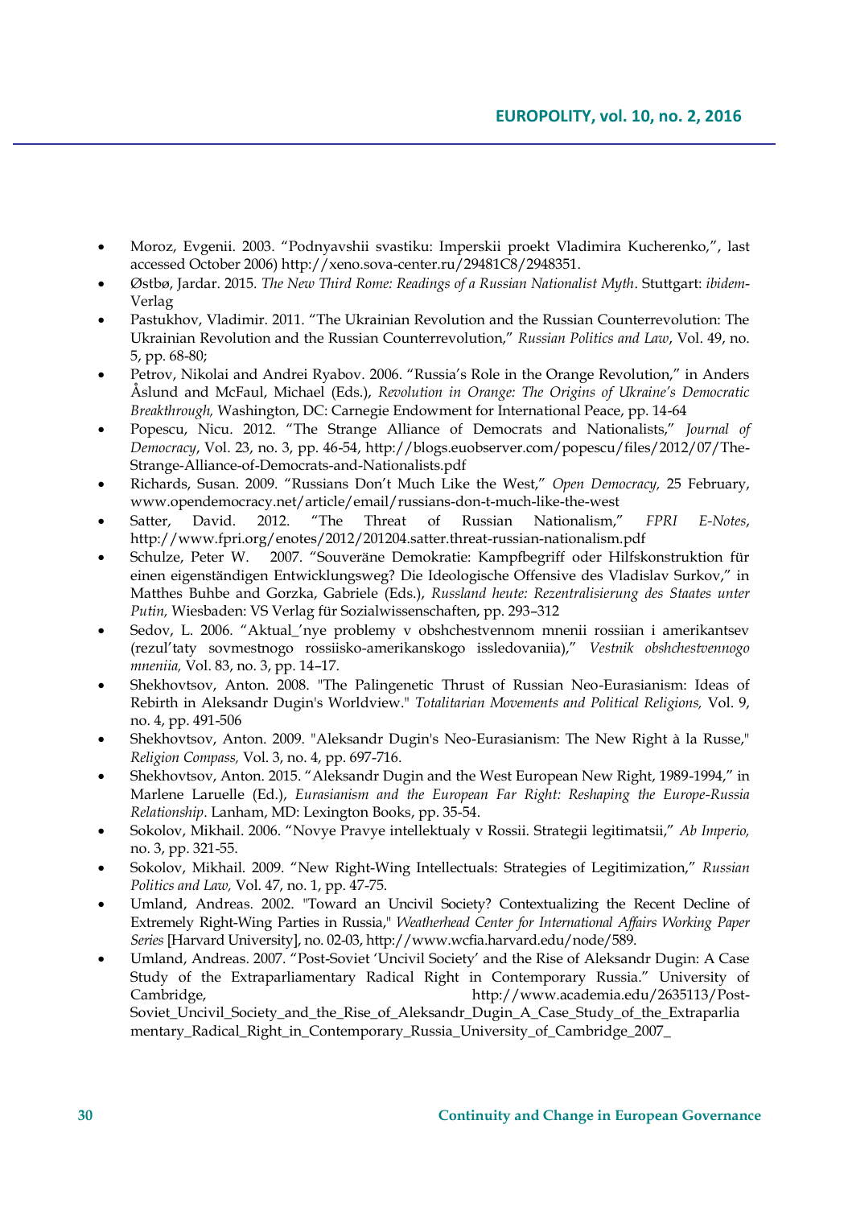- Moroz, Evgenii. 2003. "Podnyavshii svastiku: Imperskii proekt Vladimira Kucherenko,", last accessed October 2006) http://xeno.sova-center.ru/29481C8/2948351.
- Østbø, Jardar. 2015. *The New Third Rome: Readings of a Russian Nationalist Myth*. Stuttgart: *ibidem*-Verlag
- Pastukhov, Vladimir. 2011. "The Ukrainian Revolution and the Russian Counterrevolution: The Ukrainian Revolution and the Russian Counterrevolution," *Russian Politics and Law*, Vol. 49, no. 5, pp. 68-80;
- Petrov, Nikolai and Andrei Ryabov. 2006. "Russia's Role in the Orange Revolution," in Anders Åslund and McFaul, Michael (Eds.), *Revolution in Orange: The Origins of Ukraine's Democratic Breakthrough,* Washington, DC: Carnegie Endowment for International Peace, pp. 14-64
- Popescu, Nicu. 2012. "The Strange Alliance of Democrats and Nationalists," *Journal of Democracy*, Vol. 23, no. 3, pp. 46-54, http://blogs.euobserver.com/popescu/files/2012/07/The-Strange-Alliance-of-Democrats-and-Nationalists.pdf
- Richards, Susan. 2009. "Russians Don't Much Like the West," *Open Democracy,* 25 February, www.opendemocracy.net/article/email/russians-don-t-much-like-the-west
- Satter, David. 2012. "The Threat of Russian Nationalism," *FPRI E-Notes*, http://www.fpri.org/enotes/2012/201204.satter.threat-russian-nationalism.pdf
- Schulze, Peter W. 2007. "Souveräne Demokratie: Kampfbegriff oder Hilfskonstruktion für einen eigenständigen Entwicklungsweg? Die Ideologische Offensive des Vladislav Surkov," in Matthes Buhbe and Gorzka, Gabriele (Eds.), *Russland heute: Rezentralisierung des Staates unter Putin,* Wiesbaden: VS Verlag für Sozialwissenschaften, pp. 293–312
- Sedov, L. 2006. "Aktual_'nye problemy v obshchestvennom mnenii rossiian i amerikantsev (rezul'taty sovmestnogo rossiisko-amerikanskogo issledovaniia)," *Vestnik obshchestvennogo mneniia,* Vol. 83, no. 3, pp. 14–17.
- Shekhovtsov, Anton. 2008. "The Palingenetic Thrust of Russian Neo-Eurasianism: Ideas of Rebirth in Aleksandr Dugin's Worldview." *Totalitarian Movements and Political Religions,* Vol. 9, no. 4, pp. 491-506
- Shekhovtsov, Anton. 2009. "Aleksandr Dugin's Neo-Eurasianism: The New Right à la Russe," *Religion Compass,* Vol. 3, no. 4, pp. 697-716.
- Shekhovtsov, Anton. 2015. "Aleksandr Dugin and the West European New Right, 1989-1994," in Marlene Laruelle (Ed.), *Eurasianism and the European Far Right: Reshaping the Europe-Russia Relationship*. Lanham, MD: Lexington Books, pp. 35-54.
- Sokolov, Mikhail. 2006. "Novye Pravye intellektualy v Rossii. Strategii legitimatsii," *Ab Imperio,* no. 3, pp. 321-55.
- Sokolov, Mikhail. 2009. "New Right-Wing Intellectuals: Strategies of Legitimization," *Russian Politics and Law,* Vol. 47, no. 1, pp. 47-75.
- Umland, Andreas. 2002. "Toward an Uncivil Society? Contextualizing the Recent Decline of Extremely Right-Wing Parties in Russia," *Weatherhead Center for International Affairs Working Paper Series* [Harvard University], no. 02-03, http://www.wcfia.harvard.edu/node/589.
- Umland, Andreas. 2007. "Post-Soviet 'Uncivil Society' and the Rise of Aleksandr Dugin: A Case Study of the Extraparliamentary Radical Right in Contemporary Russia." University of Cambridge, http://www.academia.edu/2635113/Post-Soviet_Uncivil_Society_and_the_Rise_of_Aleksandr_Dugin_A_Case_Study_of_the_Extraparliamentary_Radical_Right_in_Contemporary_Russia_University_of_Cambridge_2007_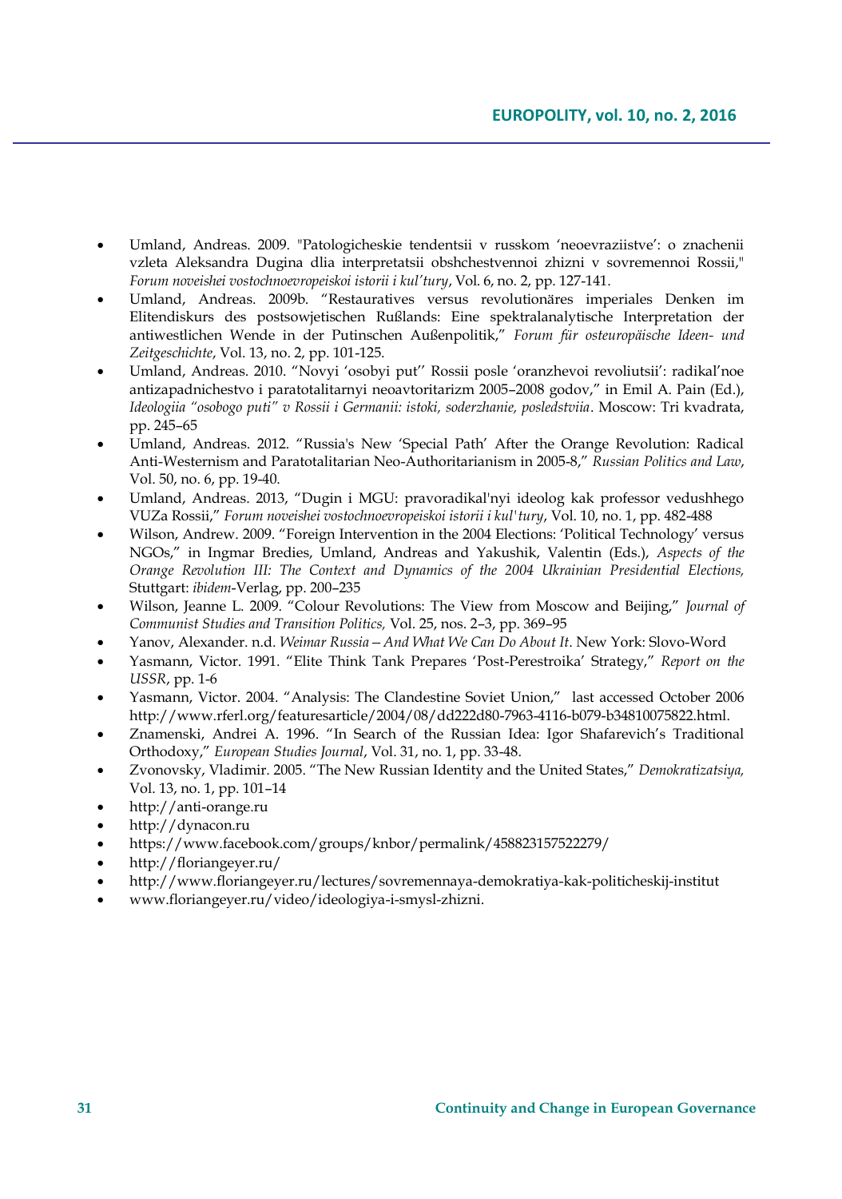- Umland, Andreas. 2009. "Patologicheskie tendentsii v russkom 'neoevraziistve': o znachenii vzleta Aleksandra Dugina dlia interpretatsii obshchestvennoi zhizni v sovremennoi Rossii," *Forum noveishei vostochnoevropeiskoi istorii i kul'tury*, Vol. 6, no. 2, pp. 127-141.
- Umland, Andreas. 2009b. "Restauratives versus revolutionäres imperiales Denken im Elitendiskurs des postsowjetischen Rußlands: Eine spektralanalytische Interpretation der antiwestlichen Wende in der Putinschen Außenpolitik," *Forum für osteuropäische Ideen- und Zeitgeschichte*, Vol. 13, no. 2, pp. 101-125.
- Umland, Andreas. 2010. "Novyi 'osobyi put'' Rossii posle 'oranzhevoi revoliutsii': radikal'noe antizapadnichestvo i paratotalitarnyi neoavtoritarizm 2005–2008 godov," in Emil A. Pain (Ed.), *Ideologiia "osobogo puti" v Rossii i Germanii: istoki, soderzhanie, posledstviia*. Moscow: Tri kvadrata, pp. 245–65
- Umland, Andreas. 2012. "Russia's New 'Special Path' After the Orange Revolution: Radical Anti-Westernism and Paratotalitarian Neo-Authoritarianism in 2005-8," *Russian Politics and Law*, Vol. 50, no. 6, pp. 19-40.
- Umland, Andreas. 2013, "Dugin i MGU: pravoradikal'nyi ideolog kak professor vedushhego VUZa Rossii," *Forum noveishei vostochnoevropeiskoi istorii i kul'tury*, Vol. 10, no. 1, pp. 482-488
- Wilson, Andrew. 2009. "Foreign Intervention in the 2004 Elections: 'Political Technology' versus NGOs," in Ingmar Bredies, Umland, Andreas and Yakushik, Valentin (Eds.), *Aspects of the Orange Revolution III: The Context and Dynamics of the 2004 Ukrainian Presidential Elections,* Stuttgart: *ibidem*-Verlag, pp. 200–235
- Wilson, Jeanne L. 2009. "Colour Revolutions: The View from Moscow and Beijing," *Journal of Communist Studies and Transition Politics,* Vol. 25, nos. 2–3, pp. 369–95
- Yanov, Alexander. n.d. *Weimar Russia—And What We Can Do About It*. New York: Slovo-Word
- Yasmann, Victor. 1991. "Elite Think Tank Prepares 'Post-Perestroika' Strategy," *Report on the USSR*, pp. 1-6
- Yasmann, Victor. 2004. "Analysis: The Clandestine Soviet Union," last accessed October 2006 http://www.rferl.org/featuresarticle/2004/08/dd222d80-7963-4116-b079-b34810075822.html.
- Znamenski, Andrei A. 1996. "In Search of the Russian Idea: Igor Shafarevich's Traditional Orthodoxy," *European Studies Journal*, Vol. 31, no. 1, pp. 33-48.
- Zvonovsky, Vladimir. 2005. "The New Russian Identity and the United States," *Demokratizatsiya,* Vol. 13, no. 1, pp. 101–14
- http://anti-orange.ru
- http://dynacon.ru
- https://www.facebook.com/groups/knbor/permalink/458823157522279/
- http://floriangeyer.ru/
- http://www.floriangeyer.ru/lectures/sovremennaya-demokratiya-kak-politicheskij-institut
- www.floriangeyer.ru/video/ideologiya-i-smysl-zhizni.